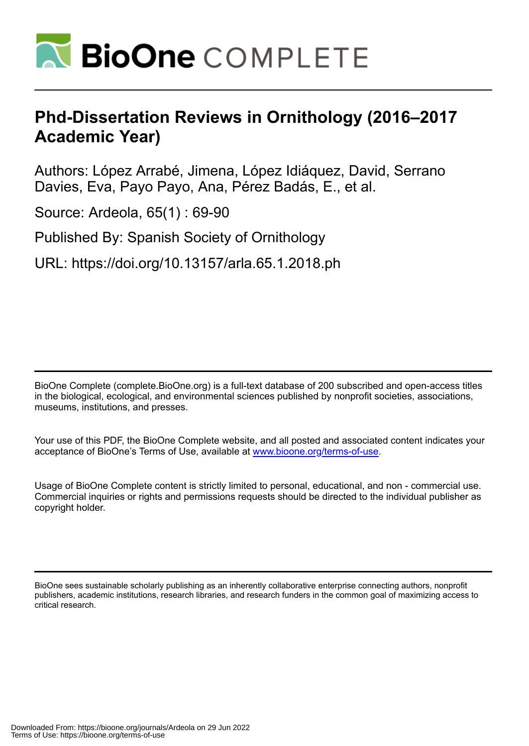# Phd-Dissertation Reviews in Ornithology (2016–2017 Academic Year)

Authors: López Arrabé, Jimena, López Idiáquez, David, Serrano Davies, Eva, Payo Payo, Ana, Pérez Badás, E., et al.

Source: Ardeola, 65(1) : 69-90

Published By: Spanish Society of Ornithology

URL: https://doi.org/10.13157/arla.65.1.2018.ph

BioOne Complete (complete.BioOne.org) is a full-text database of 200 subscribed and open-access titles in the biological, ecological, and environmental sciences published by nonprofit societies, associations, museums, institutions, and presses.

Your use of this PDF, the BioOne Complete website, and all posted and associated content indicates your acceptance of BioOne's Terms of Use, available at www.bioone.org/terms-of-use.

Usage of BioOne Complete content is strictly limited to personal, educational, and non - commercial use. Commercial inquiries or rights and permissions requests should be directed to the individual publisher as copyright holder.

BioOne sees sustainable scholarly publishing as an inherently collaborative enterprise connecting authors, nonprofit publishers, academic institutions, research libraries, and research funders in the common goal of maximizing access to critical research.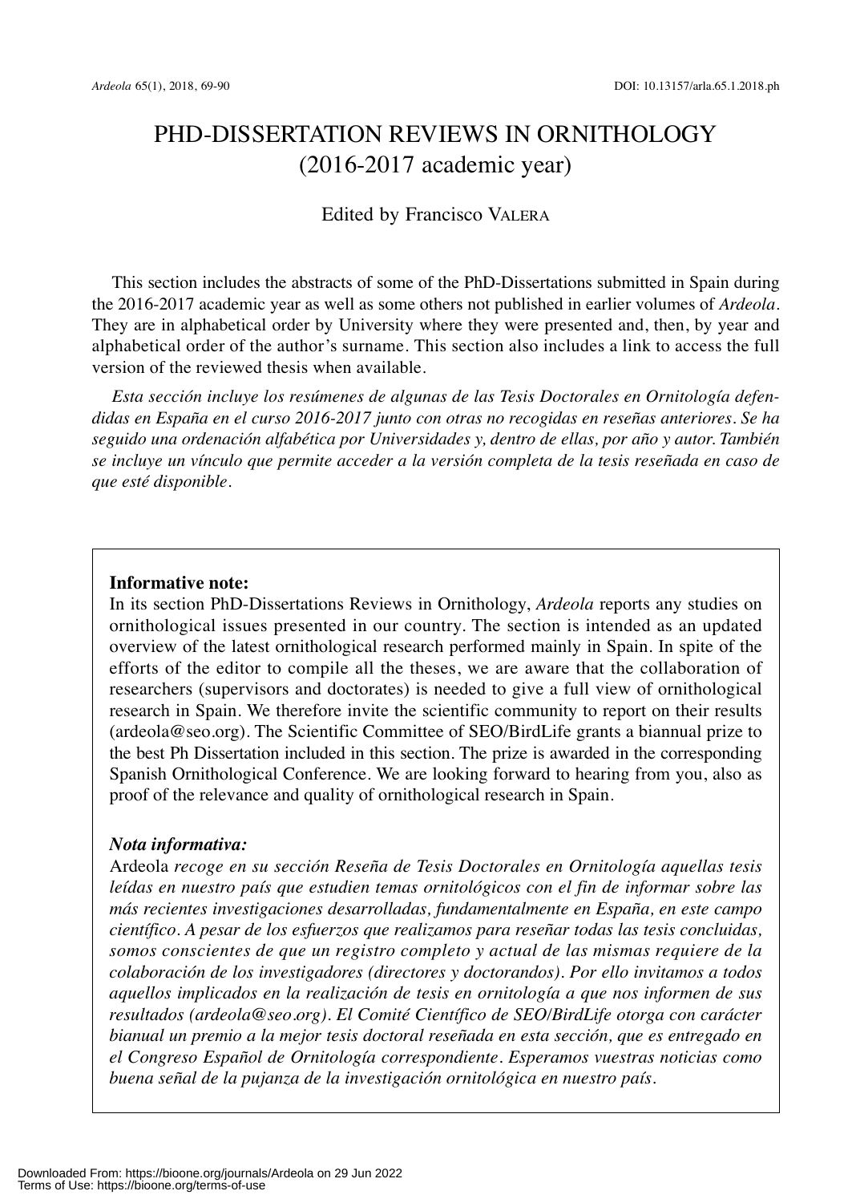# PHD-DISSERTATION REVIEWS IN ORNITHOLOGY (2016-2017 academic year)

Edited by Francisco VALERA

This section includes the abstracts of some of the PhD-Dissertations submitted in Spain during the 2016-2017 academic year as well as some others not published in earlier volumes of *Ardeola*. They are in alphabetical order by University where they were presented and, then, by year and alphabetical order of the author's surname. This section also includes a link to access the full version of the reviewed thesis when available.

*Esta sección incluye los resúmenes de algunas de las Tesis Doctorales en Ornitología defendidas en España en el curso 2016-2017 junto con otras no recogidas en reseñas anteriores. Se ha seguido una ordenación alfabética por Universidades y, dentro de ellas, por año y autor. También se incluye un vínculo que permite acceder a la versión completa de la tesis reseñada en caso de que esté disponible.*

**Informative note:**
In its section PhD-Dissertations Reviews in Ornithology, *Ardeola* reports any studies on ornithological issues presented in our country. The section is intended as an updated overview of the latest ornithological research performed mainly in Spain. In spite of the efforts of the editor to compile all the theses, we are aware that the collaboration of researchers (supervisors and doctorates) is needed to give a full view of ornithological research in Spain. We therefore invite the scientific community to report on their results (ardeola@seo.org). The Scientific Committee of SEO/BirdLife grants a biannual prize to the best Ph Dissertation included in this section. The prize is awarded in the corresponding Spanish Ornithological Conference. We are looking forward to hearing from you, also as proof of the relevance and quality of ornithological research in Spain.

***Nota informativa:***
Ardeola *recoge en su sección Reseña de Tesis Doctorales en Ornitología aquellas tesis leídas en nuestro país que estudien temas ornitológicos con el fin de informar sobre las más recientes investigaciones desarrolladas, fundamentalmente en España, en este campo científico. A pesar de los esfuerzos que realizamos para reseñar todas las tesis concluidas, somos conscientes de que un registro completo y actual de las mismas requiere de la colaboración de los investigadores (directores y doctorandos). Por ello invitamos a todos aquellos implicados en la realización de tesis en ornitología a que nos informen de sus resultados (ardeola@seo.org). El Comité Científico de SEO/BirdLife otorga con carácter bianual un premio a la mejor tesis doctoral reseñada en esta sección, que es entregado en el Congreso Español de Ornitología correspondiente. Esperamos vuestras noticias como buena señal de la pujanza de la investigación ornitológica en nuestro país.*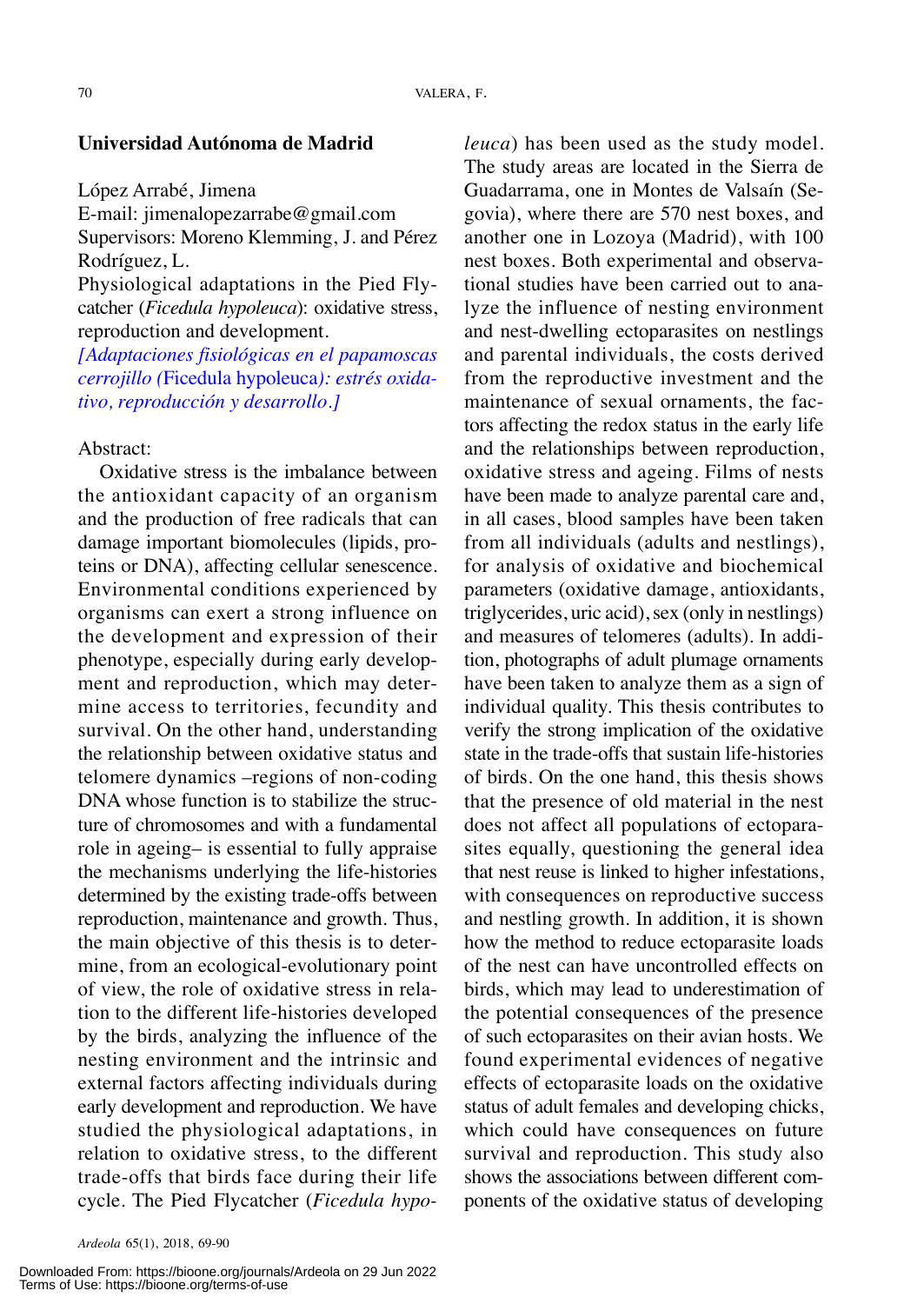**Universidad Autónoma de Madrid**

López Arrabé, Jimena
E-mail: jimenalopezarrabe@gmail.com
Supervisors: Moreno Klemming, J. and Pérez Rodríguez, L.
Physiological adaptations in the Pied Flycatcher (*Ficedula hypoleuca*): oxidative stress, reproduction and development.
*[Adaptaciones fisiológicas en el papamoscas cerrojillo (*Ficedula hypoleuca*): estrés oxidativo, reproducción y desarrollo.]*

Abstract:

Oxidative stress is the imbalance between the antioxidant capacity of an organism and the production of free radicals that can damage important biomolecules (lipids, proteins or DNA), affecting cellular senescence. Environmental conditions experienced by organisms can exert a strong influence on the development and expression of their phenotype, especially during early development and reproduction, which may determine access to territories, fecundity and survival. On the other hand, understanding the relationship between oxidative status and telomere dynamics –regions of non-coding DNA whose function is to stabilize the structure of chromosomes and with a fundamental role in ageing– is essential to fully appraise the mechanisms underlying the life-histories determined by the existing trade-offs between reproduction, maintenance and growth. Thus, the main objective of this thesis is to determine, from an ecological-evolutionary point of view, the role of oxidative stress in relation to the different life-histories developed by the birds, analyzing the influence of the nesting environment and the intrinsic and external factors affecting individuals during early development and reproduction. We have studied the physiological adaptations, in relation to oxidative stress, to the different trade-offs that birds face during their life cycle. The Pied Flycatcher (*Ficedula hypoleuca*) has been used as the study model. The study areas are located in the Sierra de Guadarrama, one in Montes de Valsaín (Segovia), where there are 570 nest boxes, and another one in Lozoya (Madrid), with 100 nest boxes. Both experimental and observational studies have been carried out to analyze the influence of nesting environment and nest-dwelling ectoparasites on nestlings and parental individuals, the costs derived from the reproductive investment and the maintenance of sexual ornaments, the factors affecting the redox status in the early life and the relationships between reproduction, oxidative stress and ageing. Films of nests have been made to analyze parental care and, in all cases, blood samples have been taken from all individuals (adults and nestlings), for analysis of oxidative and biochemical parameters (oxidative damage, antioxidants, triglycerides, uric acid), sex (only in nestlings) and measures of telomeres (adults). In addition, photographs of adult plumage ornaments have been taken to analyze them as a sign of individual quality. This thesis contributes to verify the strong implication of the oxidative state in the trade-offs that sustain life-histories of birds. On the one hand, this thesis shows that the presence of old material in the nest does not affect all populations of ectoparasites equally, questioning the general idea that nest reuse is linked to higher infestations, with consequences on reproductive success and nestling growth. In addition, it is shown how the method to reduce ectoparasite loads of the nest can have uncontrolled effects on birds, which may lead to underestimation of the potential consequences of the presence of such ectoparasites on their avian hosts. We found experimental evidences of negative effects of ectoparasite loads on the oxidative status of adult females and developing chicks, which could have consequences on future survival and reproduction. This study also shows the associations between different components of the oxidative status of developing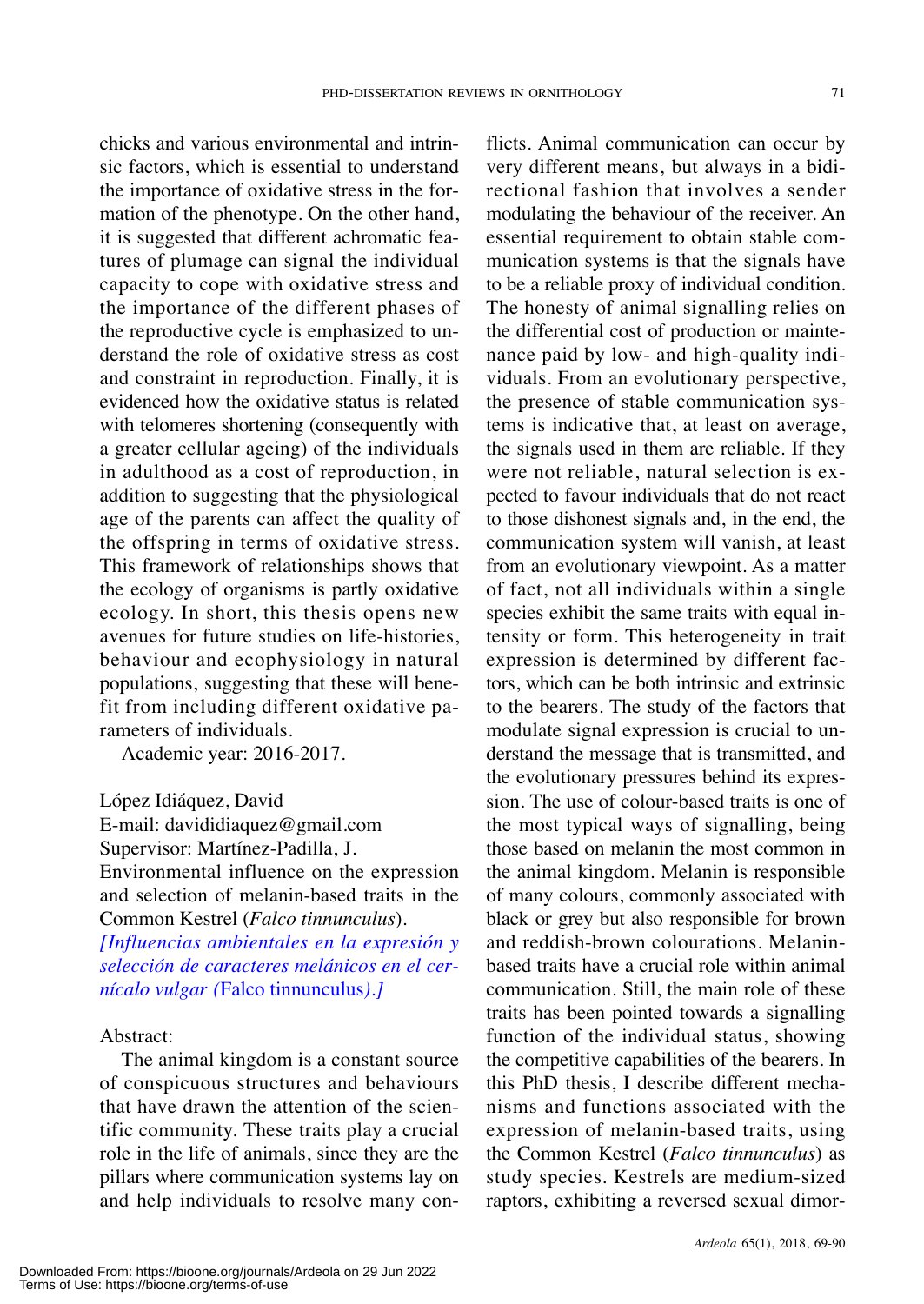chicks and various environmental and intrinsic factors, which is essential to understand the importance of oxidative stress in the formation of the phenotype. On the other hand, it is suggested that different achromatic features of plumage can signal the individual capacity to cope with oxidative stress and the importance of the different phases of the reproductive cycle is emphasized to understand the role of oxidative stress as cost and constraint in reproduction. Finally, it is evidenced how the oxidative status is related with telomeres shortening (consequently with a greater cellular ageing) of the individuals in adulthood as a cost of reproduction, in addition to suggesting that the physiological age of the parents can affect the quality of the offspring in terms of oxidative stress. This framework of relationships shows that the ecology of organisms is partly oxidative ecology. In short, this thesis opens new avenues for future studies on life-histories, behaviour and ecophysiology in natural populations, suggesting that these will benefit from including different oxidative parameters of individuals.

Academic year: 2016-2017.

López Idiáquez, David
E-mail: davididiaquez@gmail.com
Supervisor: Martínez-Padilla, J.
Environmental influence on the expression and selection of melanin-based traits in the Common Kestrel (*Falco tinnunculus*).
*[Influencias ambientales en la expresión y selección de caracteres melánicos en el cernícalo vulgar (*Falco tinnunculus*).]*

Abstract:

The animal kingdom is a constant source of conspicuous structures and behaviours that have drawn the attention of the scientific community. These traits play a crucial role in the life of animals, since they are the pillars where communication systems lay on and help individuals to resolve many conflicts. Animal communication can occur by very different means, but always in a bidirectional fashion that involves a sender modulating the behaviour of the receiver. An essential requirement to obtain stable communication systems is that the signals have to be a reliable proxy of individual condition. The honesty of animal signalling relies on the differential cost of production or maintenance paid by low- and high-quality individuals. From an evolutionary perspective, the presence of stable communication systems is indicative that, at least on average, the signals used in them are reliable. If they were not reliable, natural selection is expected to favour individuals that do not react to those dishonest signals and, in the end, the communication system will vanish, at least from an evolutionary viewpoint. As a matter of fact, not all individuals within a single species exhibit the same traits with equal intensity or form. This heterogeneity in trait expression is determined by different factors, which can be both intrinsic and extrinsic to the bearers. The study of the factors that modulate signal expression is crucial to understand the message that is transmitted, and the evolutionary pressures behind its expression. The use of colour-based traits is one of the most typical ways of signalling, being those based on melanin the most common in the animal kingdom. Melanin is responsible of many colours, commonly associated with black or grey but also responsible for brown and reddish-brown colourations. Melanin-based traits have a crucial role within animal communication. Still, the main role of these traits has been pointed towards a signalling function of the individual status, showing the competitive capabilities of the bearers. In this PhD thesis, I describe different mechanisms and functions associated with the expression of melanin-based traits, using the Common Kestrel (*Falco tinnunculus*) as study species. Kestrels are medium-sized raptors, exhibiting a reversed sexual dimor-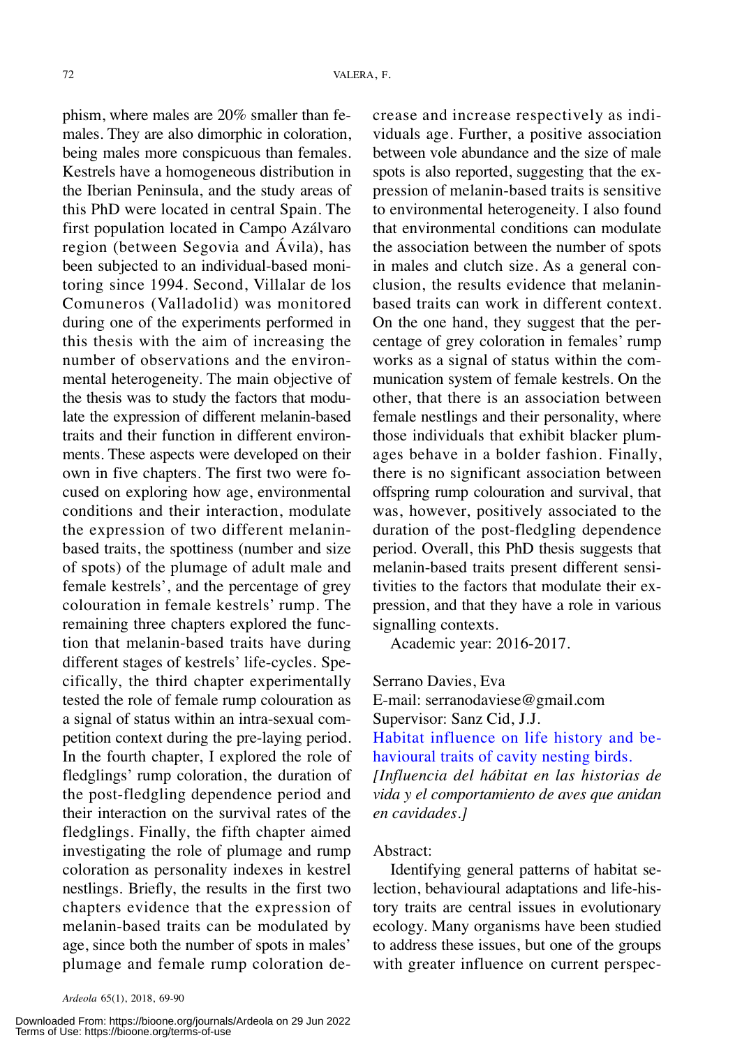phism, where males are 20% smaller than females. They are also dimorphic in coloration, being males more conspicuous than females. Kestrels have a homogeneous distribution in the Iberian Peninsula, and the study areas of this PhD were located in central Spain. The first population located in Campo Azálvaro region (between Segovia and Ávila), has been subjected to an individual-based monitoring since 1994. Second, Villalar de los Comuneros (Valladolid) was monitored during one of the experiments performed in this thesis with the aim of increasing the number of observations and the environmental heterogeneity. The main objective of the thesis was to study the factors that modulate the expression of different melanin-based traits and their function in different environments. These aspects were developed on their own in five chapters. The first two were focused on exploring how age, environmental conditions and their interaction, modulate the expression of two different melanin-based traits, the spottiness (number and size of spots) of the plumage of adult male and female kestrels', and the percentage of grey colouration in female kestrels' rump. The remaining three chapters explored the function that melanin-based traits have during different stages of kestrels' life-cycles. Specifically, the third chapter experimentally tested the role of female rump colouration as a signal of status within an intra-sexual competition context during the pre-laying period. In the fourth chapter, I explored the role of fledglings' rump coloration, the duration of the post-fledgling dependence period and their interaction on the survival rates of the fledglings. Finally, the fifth chapter aimed investigating the role of plumage and rump coloration as personality indexes in kestrel nestlings. Briefly, the results in the first two chapters evidence that the expression of melanin-based traits can be modulated by age, since both the number of spots in males' plumage and female rump coloration decrease and increase respectively as individuals age. Further, a positive association between vole abundance and the size of male spots is also reported, suggesting that the expression of melanin-based traits is sensitive to environmental heterogeneity. I also found that environmental conditions can modulate the association between the number of spots in males and clutch size. As a general conclusion, the results evidence that melanin-based traits can work in different context. On the one hand, they suggest that the percentage of grey coloration in females' rump works as a signal of status within the communication system of female kestrels. On the other, that there is an association between female nestlings and their personality, where those individuals that exhibit blacker plumages behave in a bolder fashion. Finally, there is no significant association between offspring rump colouration and survival, that was, however, positively associated to the duration of the post-fledgling dependence period. Overall, this PhD thesis suggests that melanin-based traits present different sensitivities to the factors that modulate their expression, and that they have a role in various signalling contexts.

Academic year: 2016-2017.

Serrano Davies, Eva
E-mail: serranodaviese@gmail.com
Supervisor: Sanz Cid, J.J.
Habitat influence on life history and behavioural traits of cavity nesting birds.
*[Influencia del hábitat en las historias de vida y el comportamiento de aves que anidan en cavidades.]*

Abstract:

Identifying general patterns of habitat selection, behavioural adaptations and life-history traits are central issues in evolutionary ecology. Many organisms have been studied to address these issues, but one of the groups with greater influence on current perspec-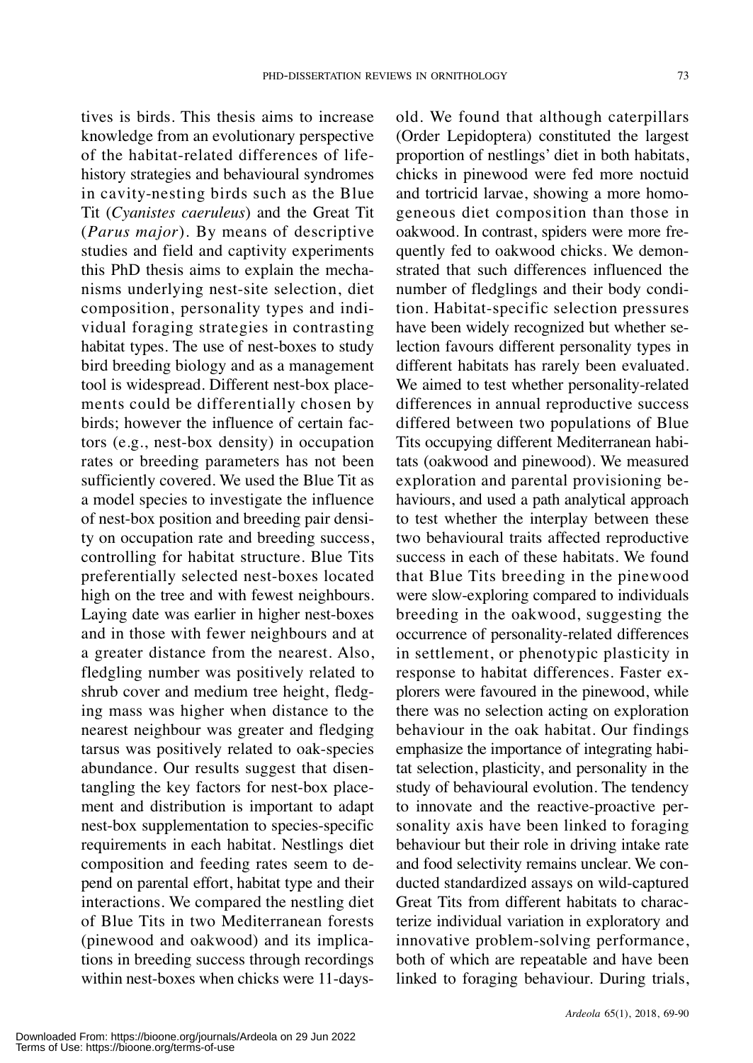tives is birds. This thesis aims to increase knowledge from an evolutionary perspective of the habitat-related differences of life-history strategies and behavioural syndromes in cavity-nesting birds such as the Blue Tit (*Cyanistes caeruleus*) and the Great Tit (*Parus major*). By means of descriptive studies and field and captivity experiments this PhD thesis aims to explain the mechanisms underlying nest-site selection, diet composition, personality types and individual foraging strategies in contrasting habitat types. The use of nest-boxes to study bird breeding biology and as a management tool is widespread. Different nest-box placements could be differentially chosen by birds; however the influence of certain factors (e.g., nest-box density) in occupation rates or breeding parameters has not been sufficiently covered. We used the Blue Tit as a model species to investigate the influence of nest-box position and breeding pair density on occupation rate and breeding success, controlling for habitat structure. Blue Tits preferentially selected nest-boxes located high on the tree and with fewest neighbours. Laying date was earlier in higher nest-boxes and in those with fewer neighbours and at a greater distance from the nearest. Also, fledgling number was positively related to shrub cover and medium tree height, fledging mass was higher when distance to the nearest neighbour was greater and fledging tarsus was positively related to oak-species abundance. Our results suggest that disentangling the key factors for nest-box placement and distribution is important to adapt nest-box supplementation to species-specific requirements in each habitat. Nestlings diet composition and feeding rates seem to depend on parental effort, habitat type and their interactions. We compared the nestling diet of Blue Tits in two Mediterranean forests (pinewood and oakwood) and its implications in breeding success through recordings within nest-boxes when chicks were 11-days-old. We found that although caterpillars (Order Lepidoptera) constituted the largest proportion of nestlings' diet in both habitats, chicks in pinewood were fed more noctuid and tortricid larvae, showing a more homogeneous diet composition than those in oakwood. In contrast, spiders were more frequently fed to oakwood chicks. We demonstrated that such differences influenced the number of fledglings and their body condition. Habitat-specific selection pressures have been widely recognized but whether selection favours different personality types in different habitats has rarely been evaluated. We aimed to test whether personality-related differences in annual reproductive success differed between two populations of Blue Tits occupying different Mediterranean habitats (oakwood and pinewood). We measured exploration and parental provisioning behaviours, and used a path analytical approach to test whether the interplay between these two behavioural traits affected reproductive success in each of these habitats. We found that Blue Tits breeding in the pinewood were slow-exploring compared to individuals breeding in the oakwood, suggesting the occurrence of personality-related differences in settlement, or phenotypic plasticity in response to habitat differences. Faster explorers were favoured in the pinewood, while there was no selection acting on exploration behaviour in the oak habitat. Our findings emphasize the importance of integrating habitat selection, plasticity, and personality in the study of behavioural evolution. The tendency to innovate and the reactive-proactive personality axis have been linked to foraging behaviour but their role in driving intake rate and food selectivity remains unclear. We conducted standardized assays on wild-captured Great Tits from different habitats to characterize individual variation in exploratory and innovative problem-solving performance, both of which are repeatable and have been linked to foraging behaviour. During trials,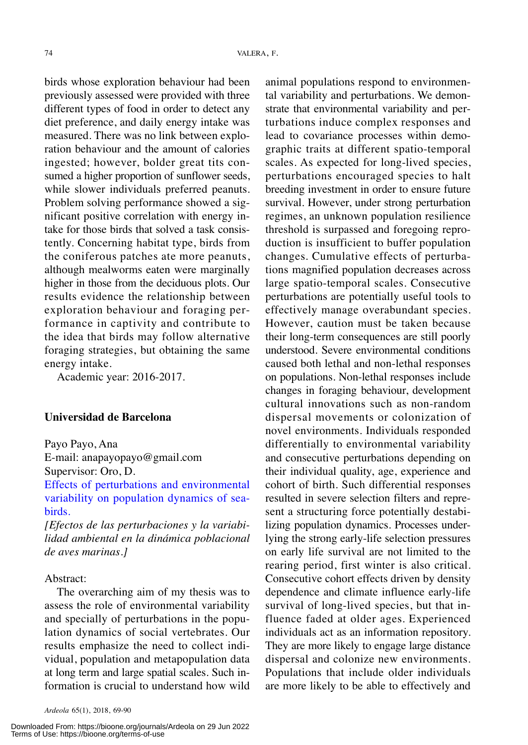birds whose exploration behaviour had been previously assessed were provided with three different types of food in order to detect any diet preference, and daily energy intake was measured. There was no link between exploration behaviour and the amount of calories ingested; however, bolder great tits consumed a higher proportion of sunflower seeds, while slower individuals preferred peanuts. Problem solving performance showed a significant positive correlation with energy intake for those birds that solved a task consistently. Concerning habitat type, birds from the coniferous patches ate more peanuts, although mealworms eaten were marginally higher in those from the deciduous plots. Our results evidence the relationship between exploration behaviour and foraging performance in captivity and contribute to the idea that birds may follow alternative foraging strategies, but obtaining the same energy intake.

Academic year: 2016-2017.

## Universidad de Barcelona

Payo Payo, Ana
E-mail: anapayopayo@gmail.com
Supervisor: Oro, D.

Effects of perturbations and environmental variability on population dynamics of seabirds.

*[Efectos de las perturbaciones y la variabilidad ambiental en la dinámica poblacional de aves marinas.]*

Abstract:

The overarching aim of my thesis was to assess the role of environmental variability and specially of perturbations in the population dynamics of social vertebrates. Our results emphasize the need to collect individual, population and metapopulation data at long term and large spatial scales. Such information is crucial to understand how wild animal populations respond to environmental variability and perturbations. We demonstrate that environmental variability and perturbations induce complex responses and lead to covariance processes within demographic traits at different spatio-temporal scales. As expected for long-lived species, perturbations encouraged species to halt breeding investment in order to ensure future survival. However, under strong perturbation regimes, an unknown population resilience threshold is surpassed and foregoing reproduction is insufficient to buffer population changes. Cumulative effects of perturbations magnified population decreases across large spatio-temporal scales. Consecutive perturbations are potentially useful tools to effectively manage overabundant species. However, caution must be taken because their long-term consequences are still poorly understood. Severe environmental conditions caused both lethal and non-lethal responses on populations. Non-lethal responses include changes in foraging behaviour, development cultural innovations such as non-random dispersal movements or colonization of novel environments. Individuals responded differentially to environmental variability and consecutive perturbations depending on their individual quality, age, experience and cohort of birth. Such differential responses resulted in severe selection filters and represent a structuring force potentially destabilizing population dynamics. Processes underlying the strong early-life selection pressures on early life survival are not limited to the rearing period, first winter is also critical. Consecutive cohort effects driven by density dependence and climate influence early-life survival of long-lived species, but that influence faded at older ages. Experienced individuals act as an information repository. They are more likely to engage large distance dispersal and colonize new environments. Populations that include older individuals are more likely to be able to effectively and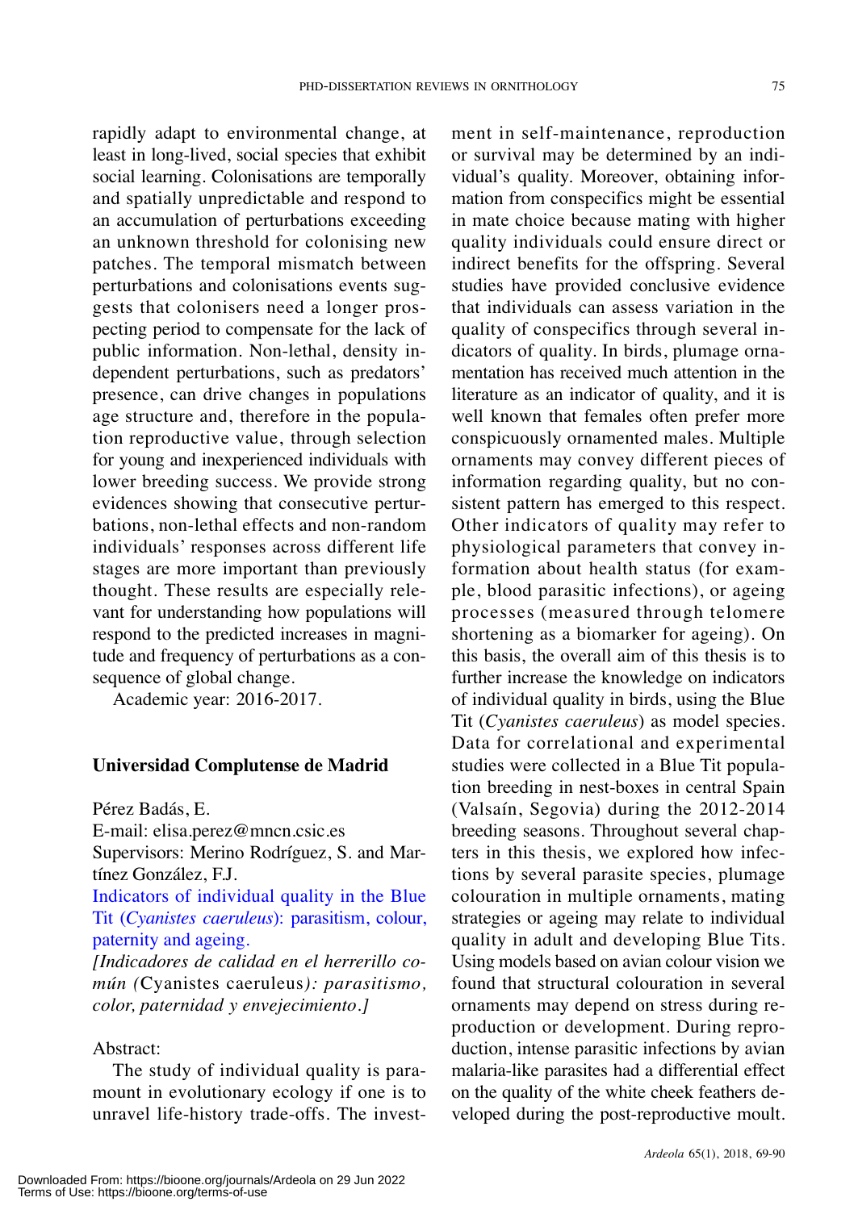rapidly adapt to environmental change, at least in long-lived, social species that exhibit social learning. Colonisations are temporally and spatially unpredictable and respond to an accumulation of perturbations exceeding an unknown threshold for colonising new patches. The temporal mismatch between perturbations and colonisations events suggests that colonisers need a longer prospecting period to compensate for the lack of public information. Non-lethal, density independent perturbations, such as predators' presence, can drive changes in populations age structure and, therefore in the population reproductive value, through selection for young and inexperienced individuals with lower breeding success. We provide strong evidences showing that consecutive perturbations, non-lethal effects and non-random individuals' responses across different life stages are more important than previously thought. These results are especially relevant for understanding how populations will respond to the predicted increases in magnitude and frequency of perturbations as a consequence of global change.

Academic year: 2016-2017.

**Universidad Complutense de Madrid**

Pérez Badás, E.
E-mail: elisa.perez@mncn.csic.es
Supervisors: Merino Rodríguez, S. and Martínez González, F.J.

Indicators of individual quality in the Blue Tit (*Cyanistes caeruleus*): parasitism, colour, paternity and ageing.

*[Indicadores de calidad en el herrerillo común (*Cyanistes caeruleus*): parasitismo, color, paternidad y envejecimiento.]*

Abstract:

The study of individual quality is paramount in evolutionary ecology if one is to unravel life-history trade-offs. The investment in self-maintenance, reproduction or survival may be determined by an individual's quality. Moreover, obtaining information from conspecifics might be essential in mate choice because mating with higher quality individuals could ensure direct or indirect benefits for the offspring. Several studies have provided conclusive evidence that individuals can assess variation in the quality of conspecifics through several indicators of quality. In birds, plumage ornamentation has received much attention in the literature as an indicator of quality, and it is well known that females often prefer more conspicuously ornamented males. Multiple ornaments may convey different pieces of information regarding quality, but no consistent pattern has emerged to this respect. Other indicators of quality may refer to physiological parameters that convey information about health status (for example, blood parasitic infections), or ageing processes (measured through telomere shortening as a biomarker for ageing). On this basis, the overall aim of this thesis is to further increase the knowledge on indicators of individual quality in birds, using the Blue Tit (*Cyanistes caeruleus*) as model species. Data for correlational and experimental studies were collected in a Blue Tit population breeding in nest-boxes in central Spain (Valsaín, Segovia) during the 2012-2014 breeding seasons. Throughout several chapters in this thesis, we explored how infections by several parasite species, plumage colouration in multiple ornaments, mating strategies or ageing may relate to individual quality in adult and developing Blue Tits. Using models based on avian colour vision we found that structural colouration in several ornaments may depend on stress during reproduction or development. During reproduction, intense parasitic infections by avian malaria-like parasites had a differential effect on the quality of the white cheek feathers developed during the post-reproductive moult.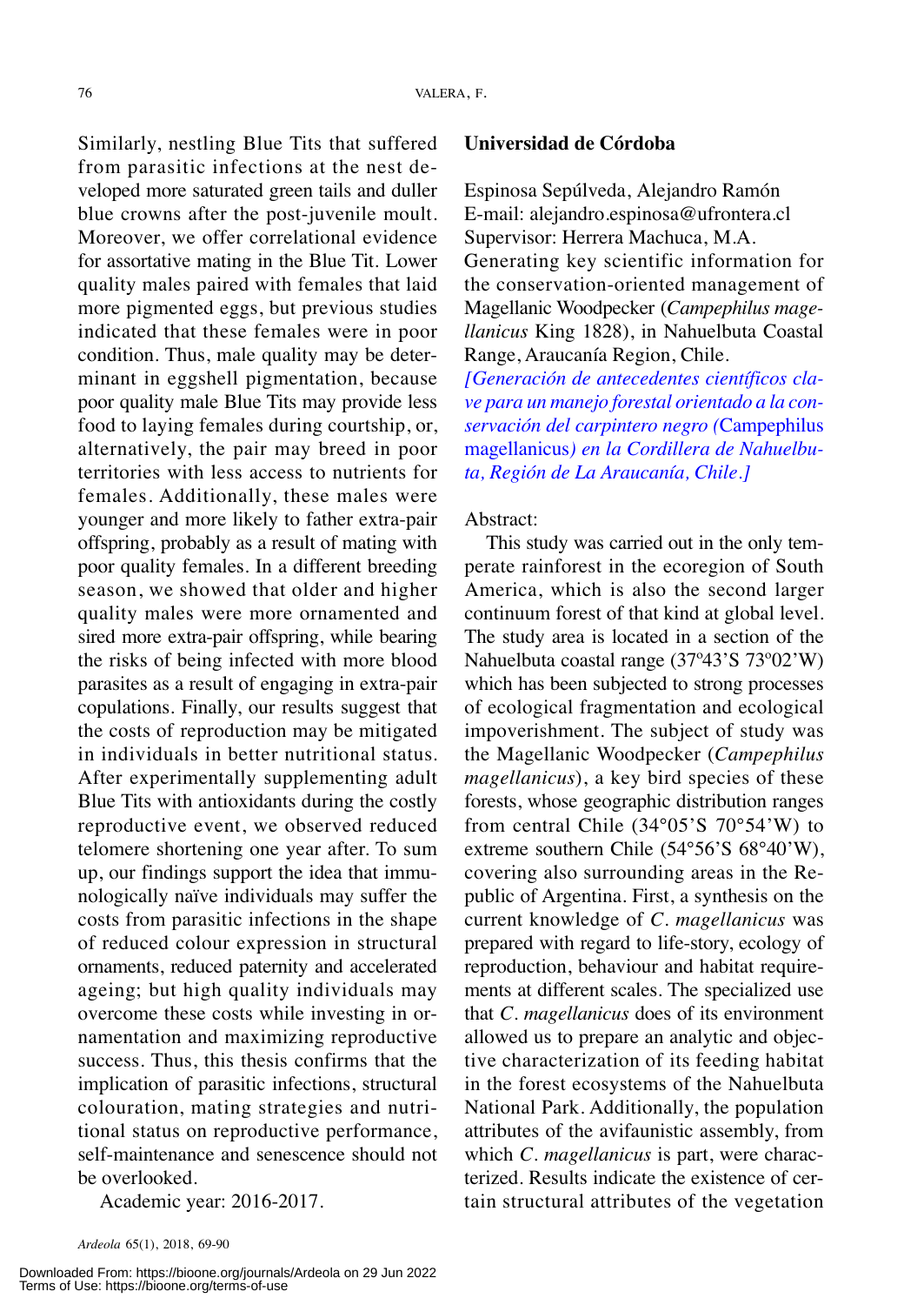Similarly, nestling Blue Tits that suffered from parasitic infections at the nest developed more saturated green tails and duller blue crowns after the post-juvenile moult. Moreover, we offer correlational evidence for assortative mating in the Blue Tit. Lower quality males paired with females that laid more pigmented eggs, but previous studies indicated that these females were in poor condition. Thus, male quality may be determinant in eggshell pigmentation, because poor quality male Blue Tits may provide less food to laying females during courtship, or, alternatively, the pair may breed in poor territories with less access to nutrients for females. Additionally, these males were younger and more likely to father extra-pair offspring, probably as a result of mating with poor quality females. In a different breeding season, we showed that older and higher quality males were more ornamented and sired more extra-pair offspring, while bearing the risks of being infected with more blood parasites as a result of engaging in extra-pair copulations. Finally, our results suggest that the costs of reproduction may be mitigated in individuals in better nutritional status. After experimentally supplementing adult Blue Tits with antioxidants during the costly reproductive event, we observed reduced telomere shortening one year after. To sum up, our findings support the idea that immunologically naïve individuals may suffer the costs from parasitic infections in the shape of reduced colour expression in structural ornaments, reduced paternity and accelerated ageing; but high quality individuals may overcome these costs while investing in ornamentation and maximizing reproductive success. Thus, this thesis confirms that the implication of parasitic infections, structural colouration, mating strategies and nutritional status on reproductive performance, self-maintenance and senescence should not be overlooked.

Academic year: 2016-2017.

**Universidad de Córdoba**

Espinosa Sepúlveda, Alejandro Ramón
E-mail: alejandro.espinosa@ufrontera.cl
Supervisor: Herrera Machuca, M.A.
Generating key scientific information for the conservation-oriented management of Magellanic Woodpecker (*Campephilus magellanicus* King 1828), in Nahuelbuta Coastal Range, Araucanía Region, Chile.
*[Generación de antecedentes científicos clave para un manejo forestal orientado a la conservación del carpintero negro (*Campephilus magellanicus*) en la Cordillera de Nahuelbuta, Región de La Araucanía, Chile.]*

Abstract:

This study was carried out in the only temperate rainforest in the ecoregion of South America, which is also the second larger continuum forest of that kind at global level. The study area is located in a section of the Nahuelbuta coastal range (37º43'S 73º02'W) which has been subjected to strong processes of ecological fragmentation and ecological impoverishment. The subject of study was the Magellanic Woodpecker (*Campephilus magellanicus*), a key bird species of these forests, whose geographic distribution ranges from central Chile (34°05'S 70°54'W) to extreme southern Chile (54°56'S 68°40'W), covering also surrounding areas in the Republic of Argentina. First, a synthesis on the current knowledge of *C. magellanicus* was prepared with regard to life-story, ecology of reproduction, behaviour and habitat requirements at different scales. The specialized use that *C. magellanicus* does of its environment allowed us to prepare an analytic and objective characterization of its feeding habitat in the forest ecosystems of the Nahuelbuta National Park. Additionally, the population attributes of the avifaunistic assembly, from which *C. magellanicus* is part, were characterized. Results indicate the existence of certain structural attributes of the vegetation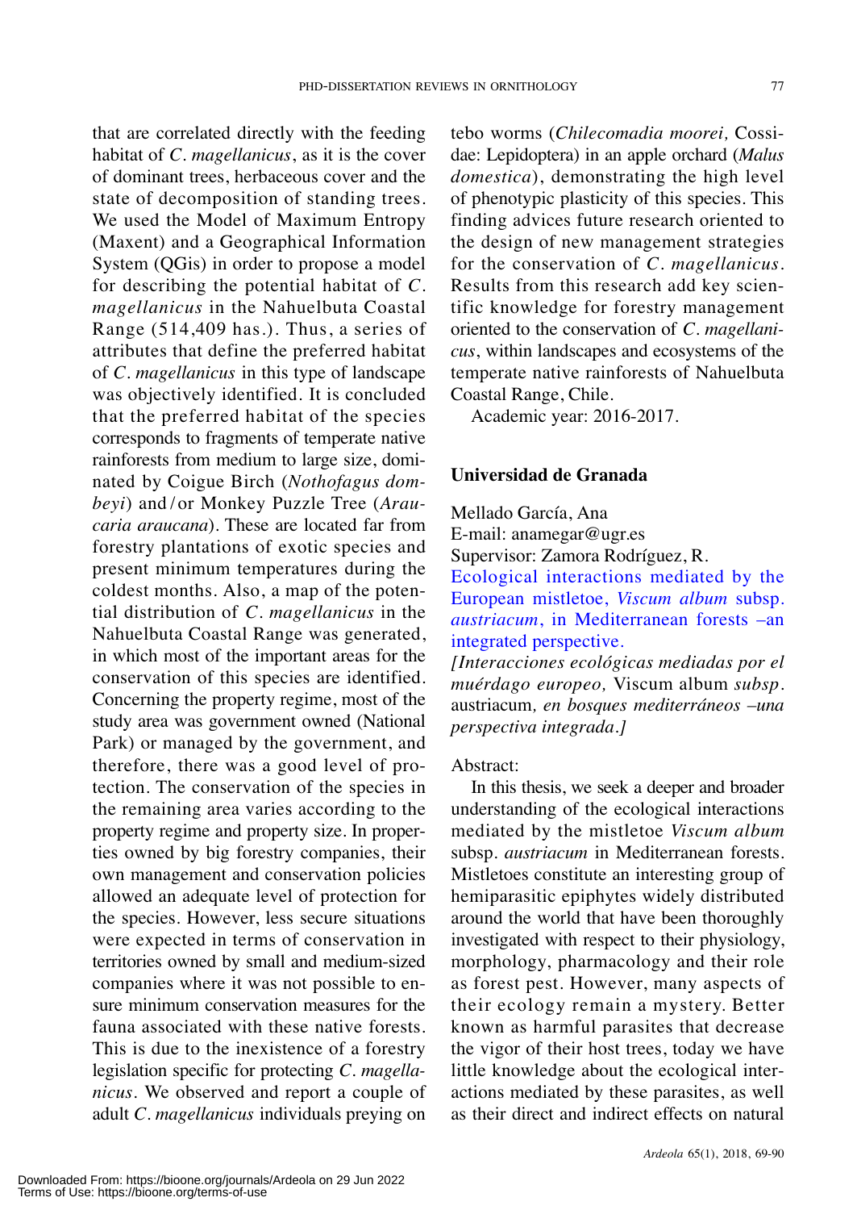that are correlated directly with the feeding habitat of *C. magellanicus*, as it is the cover of dominant trees, herbaceous cover and the state of decomposition of standing trees. We used the Model of Maximum Entropy (Maxent) and a Geographical Information System (QGis) in order to propose a model for describing the potential habitat of *C. magellanicus* in the Nahuelbuta Coastal Range (514,409 has.). Thus, a series of attributes that define the preferred habitat of *C. magellanicus* in this type of landscape was objectively identified. It is concluded that the preferred habitat of the species corresponds to fragments of temperate native rainforests from medium to large size, dominated by Coigue Birch (*Nothofagus dombeyi*) and/or Monkey Puzzle Tree (*Araucaria araucana*). These are located far from forestry plantations of exotic species and present minimum temperatures during the coldest months. Also, a map of the potential distribution of *C. magellanicus* in the Nahuelbuta Coastal Range was generated, in which most of the important areas for the conservation of this species are identified. Concerning the property regime, most of the study area was government owned (National Park) or managed by the government, and therefore, there was a good level of protection. The conservation of the species in the remaining area varies according to the property regime and property size. In properties owned by big forestry companies, their own management and conservation policies allowed an adequate level of protection for the species. However, less secure situations were expected in terms of conservation in territories owned by small and medium-sized companies where it was not possible to ensure minimum conservation measures for the fauna associated with these native forests. This is due to the inexistence of a forestry legislation specific for protecting *C. magellanicus*. We observed and report a couple of adult *C. magellanicus* individuals preying on tebo worms (*Chilecomadia moorei,* Cossidae: Lepidoptera) in an apple orchard (*Malus domestica*), demonstrating the high level of phenotypic plasticity of this species. This finding advices future research oriented to the design of new management strategies for the conservation of *C. magellanicus*. Results from this research add key scientific knowledge for forestry management oriented to the conservation of *C. magellanicus*, within landscapes and ecosystems of the temperate native rainforests of Nahuelbuta Coastal Range, Chile.

Academic year: 2016-2017.

## Universidad de Granada

Mellado García, Ana
E-mail: anamegar@ugr.es
Supervisor: Zamora Rodríguez, R.

Ecological interactions mediated by the European mistletoe, *Viscum album* subsp. *austriacum*, in Mediterranean forests –an integrated perspective.

*[Interacciones ecológicas mediadas por el muérdago europeo,* Viscum album *subsp.* austriacum*, en bosques mediterráneos –una perspectiva integrada.]*

Abstract:

In this thesis, we seek a deeper and broader understanding of the ecological interactions mediated by the mistletoe *Viscum album* subsp. *austriacum* in Mediterranean forests. Mistletoes constitute an interesting group of hemiparasitic epiphytes widely distributed around the world that have been thoroughly investigated with respect to their physiology, morphology, pharmacology and their role as forest pest. However, many aspects of their ecology remain a mystery. Better known as harmful parasites that decrease the vigor of their host trees, today we have little knowledge about the ecological interactions mediated by these parasites, as well as their direct and indirect effects on natural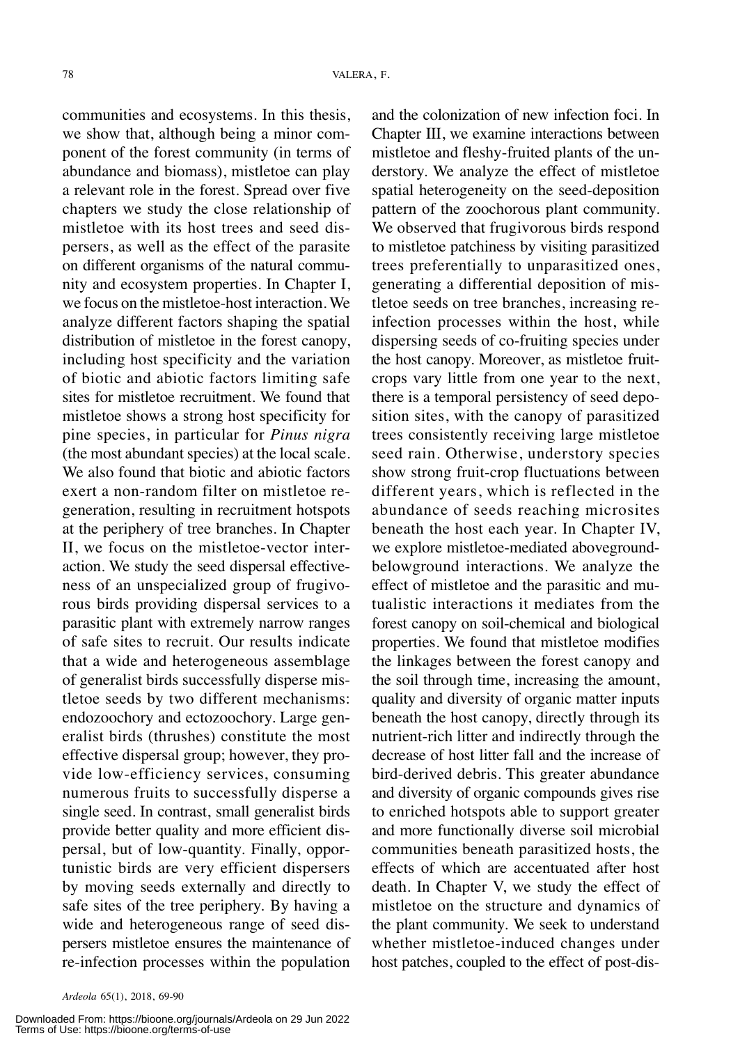communities and ecosystems. In this thesis, we show that, although being a minor component of the forest community (in terms of abundance and biomass), mistletoe can play a relevant role in the forest. Spread over five chapters we study the close relationship of mistletoe with its host trees and seed dispersers, as well as the effect of the parasite on different organisms of the natural community and ecosystem properties. In Chapter I, we focus on the mistletoe-host interaction. We analyze different factors shaping the spatial distribution of mistletoe in the forest canopy, including host specificity and the variation of biotic and abiotic factors limiting safe sites for mistletoe recruitment. We found that mistletoe shows a strong host specificity for pine species, in particular for *Pinus nigra* (the most abundant species) at the local scale. We also found that biotic and abiotic factors exert a non-random filter on mistletoe regeneration, resulting in recruitment hotspots at the periphery of tree branches. In Chapter II, we focus on the mistletoe-vector interaction. We study the seed dispersal effectiveness of an unspecialized group of frugivorous birds providing dispersal services to a parasitic plant with extremely narrow ranges of safe sites to recruit. Our results indicate that a wide and heterogeneous assemblage of generalist birds successfully disperse mistletoe seeds by two different mechanisms: endozoochory and ectozoochory. Large generalist birds (thrushes) constitute the most effective dispersal group; however, they provide low-efficiency services, consuming numerous fruits to successfully disperse a single seed. In contrast, small generalist birds provide better quality and more efficient dispersal, but of low-quantity. Finally, opportunistic birds are very efficient dispersers by moving seeds externally and directly to safe sites of the tree periphery. By having a wide and heterogeneous range of seed dispersers mistletoe ensures the maintenance of re-infection processes within the population and the colonization of new infection foci. In Chapter III, we examine interactions between mistletoe and fleshy-fruited plants of the understory. We analyze the effect of mistletoe spatial heterogeneity on the seed-deposition pattern of the zoochorous plant community. We observed that frugivorous birds respond to mistletoe patchiness by visiting parasitized trees preferentially to unparasitized ones, generating a differential deposition of mistletoe seeds on tree branches, increasing re-infection processes within the host, while dispersing seeds of co-fruiting species under the host canopy. Moreover, as mistletoe fruit-crops vary little from one year to the next, there is a temporal persistency of seed deposition sites, with the canopy of parasitized trees consistently receiving large mistletoe seed rain. Otherwise, understory species show strong fruit-crop fluctuations between different years, which is reflected in the abundance of seeds reaching microsites beneath the host each year. In Chapter IV, we explore mistletoe-mediated aboveground-belowground interactions. We analyze the effect of mistletoe and the parasitic and mutualistic interactions it mediates from the forest canopy on soil-chemical and biological properties. We found that mistletoe modifies the linkages between the forest canopy and the soil through time, increasing the amount, quality and diversity of organic matter inputs beneath the host canopy, directly through its nutrient-rich litter and indirectly through the decrease of host litter fall and the increase of bird-derived debris. This greater abundance and diversity of organic compounds gives rise to enriched hotspots able to support greater and more functionally diverse soil microbial communities beneath parasitized hosts, the effects of which are accentuated after host death. In Chapter V, we study the effect of mistletoe on the structure and dynamics of the plant community. We seek to understand whether mistletoe-induced changes under host patches, coupled to the effect of post-dis-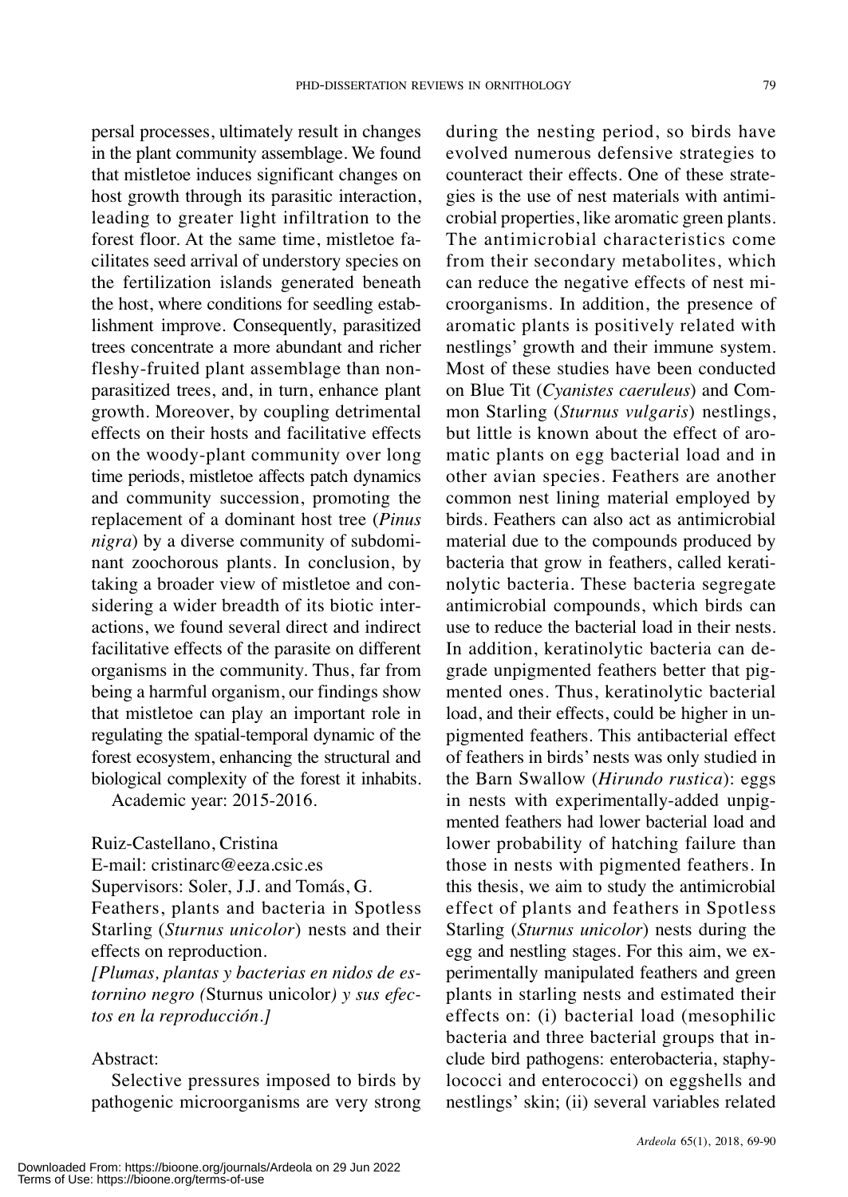persal processes, ultimately result in changes in the plant community assemblage. We found that mistletoe induces significant changes on host growth through its parasitic interaction, leading to greater light infiltration to the forest floor. At the same time, mistletoe facilitates seed arrival of understory species on the fertilization islands generated beneath the host, where conditions for seedling establishment improve. Consequently, parasitized trees concentrate a more abundant and richer fleshy-fruited plant assemblage than non-parasitized trees, and, in turn, enhance plant growth. Moreover, by coupling detrimental effects on their hosts and facilitative effects on the woody-plant community over long time periods, mistletoe affects patch dynamics and community succession, promoting the replacement of a dominant host tree (*Pinus nigra*) by a diverse community of subdominant zoochorous plants. In conclusion, by taking a broader view of mistletoe and considering a wider breadth of its biotic interactions, we found several direct and indirect facilitative effects of the parasite on different organisms in the community. Thus, far from being a harmful organism, our findings show that mistletoe can play an important role in regulating the spatial-temporal dynamic of the forest ecosystem, enhancing the structural and biological complexity of the forest it inhabits.

Academic year: 2015-2016.

Ruiz-Castellano, Cristina
E-mail: cristinarc@eeza.csic.es
Supervisors: Soler, J.J. and Tomás, G.
Feathers, plants and bacteria in Spotless Starling (*Sturnus unicolor*) nests and their effects on reproduction.
*[Plumas, plantas y bacterias en nidos de estornino negro (*Sturnus unicolor*) y sus efectos en la reproducción.]*

Abstract:

Selective pressures imposed to birds by pathogenic microorganisms are very strong during the nesting period, so birds have evolved numerous defensive strategies to counteract their effects. One of these strategies is the use of nest materials with antimicrobial properties, like aromatic green plants. The antimicrobial characteristics come from their secondary metabolites, which can reduce the negative effects of nest microorganisms. In addition, the presence of aromatic plants is positively related with nestlings' growth and their immune system. Most of these studies have been conducted on Blue Tit (*Cyanistes caeruleus*) and Common Starling (*Sturnus vulgaris*) nestlings, but little is known about the effect of aromatic plants on egg bacterial load and in other avian species. Feathers are another common nest lining material employed by birds. Feathers can also act as antimicrobial material due to the compounds produced by bacteria that grow in feathers, called keratinolytic bacteria. These bacteria segregate antimicrobial compounds, which birds can use to reduce the bacterial load in their nests. In addition, keratinolytic bacteria can degrade unpigmented feathers better that pigmented ones. Thus, keratinolytic bacterial load, and their effects, could be higher in unpigmented feathers. This antibacterial effect of feathers in birds' nests was only studied in the Barn Swallow (*Hirundo rustica*): eggs in nests with experimentally-added unpigmented feathers had lower bacterial load and lower probability of hatching failure than those in nests with pigmented feathers. In this thesis, we aim to study the antimicrobial effect of plants and feathers in Spotless Starling (*Sturnus unicolor*) nests during the egg and nestling stages. For this aim, we experimentally manipulated feathers and green plants in starling nests and estimated their effects on: (i) bacterial load (mesophilic bacteria and three bacterial groups that include bird pathogens: enterobacteria, staphylococci and enterococci) on eggshells and nestlings' skin; (ii) several variables related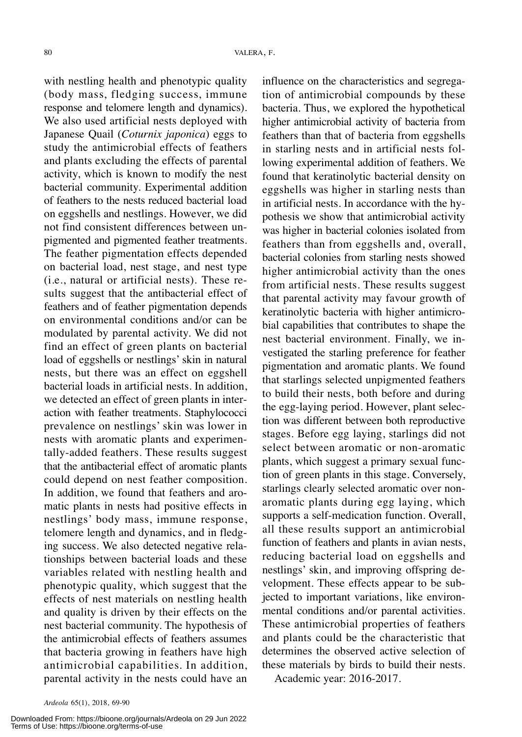with nestling health and phenotypic quality (body mass, fledging success, immune response and telomere length and dynamics). We also used artificial nests deployed with Japanese Quail (*Coturnix japonica*) eggs to study the antimicrobial effects of feathers and plants excluding the effects of parental activity, which is known to modify the nest bacterial community. Experimental addition of feathers to the nests reduced bacterial load on eggshells and nestlings. However, we did not find consistent differences between unpigmented and pigmented feather treatments. The feather pigmentation effects depended on bacterial load, nest stage, and nest type (i.e., natural or artificial nests). These results suggest that the antibacterial effect of feathers and of feather pigmentation depends on environmental conditions and/or can be modulated by parental activity. We did not find an effect of green plants on bacterial load of eggshells or nestlings' skin in natural nests, but there was an effect on eggshell bacterial loads in artificial nests. In addition, we detected an effect of green plants in interaction with feather treatments. Staphylococci prevalence on nestlings' skin was lower in nests with aromatic plants and experimentally-added feathers. These results suggest that the antibacterial effect of aromatic plants could depend on nest feather composition. In addition, we found that feathers and aromatic plants in nests had positive effects in nestlings' body mass, immune response, telomere length and dynamics, and in fledging success. We also detected negative relationships between bacterial loads and these variables related with nestling health and phenotypic quality, which suggest that the effects of nest materials on nestling health and quality is driven by their effects on the nest bacterial community. The hypothesis of the antimicrobial effects of feathers assumes that bacteria growing in feathers have high antimicrobial capabilities. In addition, parental activity in the nests could have an influence on the characteristics and segregation of antimicrobial compounds by these bacteria. Thus, we explored the hypothetical higher antimicrobial activity of bacteria from feathers than that of bacteria from eggshells in starling nests and in artificial nests following experimental addition of feathers. We found that keratinolytic bacterial density on eggshells was higher in starling nests than in artificial nests. In accordance with the hypothesis we show that antimicrobial activity was higher in bacterial colonies isolated from feathers than from eggshells and, overall, bacterial colonies from starling nests showed higher antimicrobial activity than the ones from artificial nests. These results suggest that parental activity may favour growth of keratinolytic bacteria with higher antimicrobial capabilities that contributes to shape the nest bacterial environment. Finally, we investigated the starling preference for feather pigmentation and aromatic plants. We found that starlings selected unpigmented feathers to build their nests, both before and during the egg-laying period. However, plant selection was different between both reproductive stages. Before egg laying, starlings did not select between aromatic or non-aromatic plants, which suggest a primary sexual function of green plants in this stage. Conversely, starlings clearly selected aromatic over non-aromatic plants during egg laying, which supports a self-medication function. Overall, all these results support an antimicrobial function of feathers and plants in avian nests, reducing bacterial load on eggshells and nestlings' skin, and improving offspring development. These effects appear to be subjected to important variations, like environmental conditions and/or parental activities. These antimicrobial properties of feathers and plants could be the characteristic that determines the observed active selection of these materials by birds to build their nests.

Academic year: 2016-2017.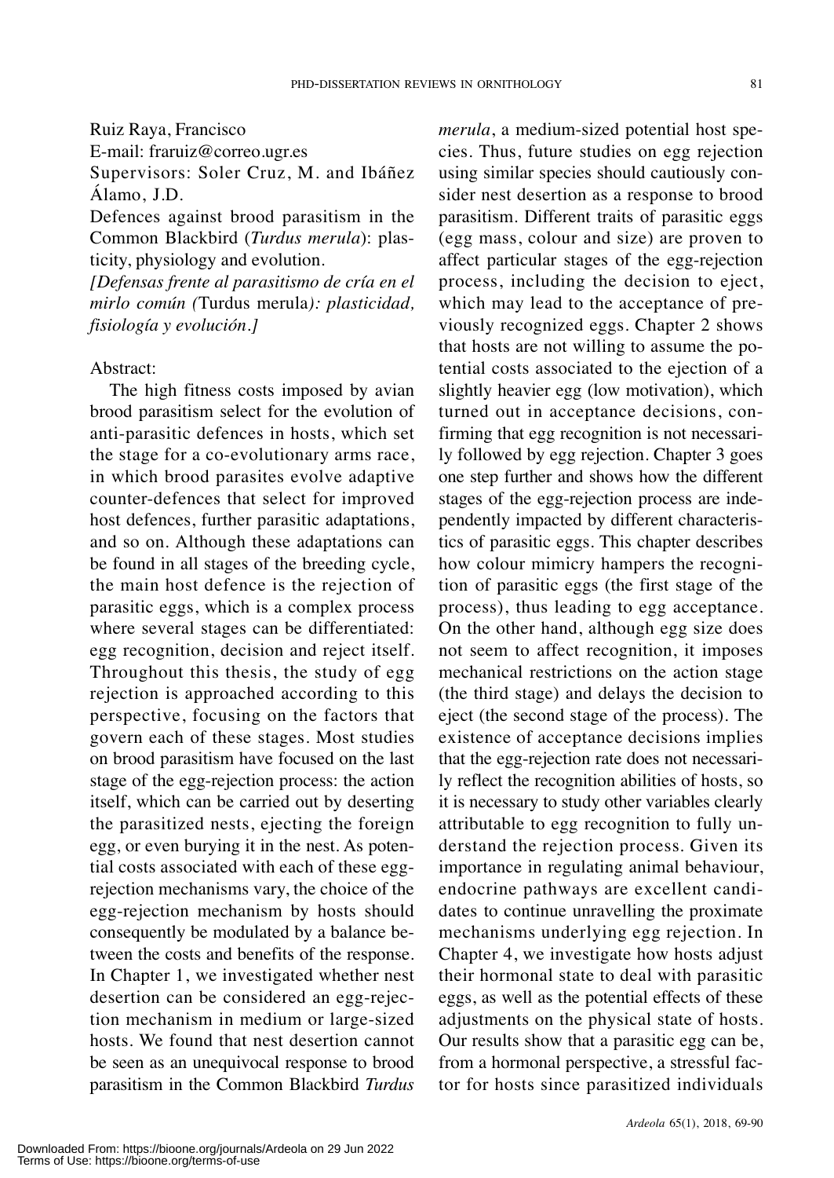Ruiz Raya, Francisco
E-mail: fraruiz@correo.ugr.es
Supervisors: Soler Cruz, M. and Ibáñez Álamo, J.D.
Defences against brood parasitism in the Common Blackbird (*Turdus merula*): plasticity, physiology and evolution.
*[Defensas frente al parasitismo de cría en el mirlo común (*Turdus merula*): plasticidad, fisiología y evolución.]*

Abstract:

The high fitness costs imposed by avian brood parasitism select for the evolution of anti-parasitic defences in hosts, which set the stage for a co-evolutionary arms race, in which brood parasites evolve adaptive counter-defences that select for improved host defences, further parasitic adaptations, and so on. Although these adaptations can be found in all stages of the breeding cycle, the main host defence is the rejection of parasitic eggs, which is a complex process where several stages can be differentiated: egg recognition, decision and reject itself. Throughout this thesis, the study of egg rejection is approached according to this perspective, focusing on the factors that govern each of these stages. Most studies on brood parasitism have focused on the last stage of the egg-rejection process: the action itself, which can be carried out by deserting the parasitized nests, ejecting the foreign egg, or even burying it in the nest. As potential costs associated with each of these egg-rejection mechanisms vary, the choice of the egg-rejection mechanism by hosts should consequently be modulated by a balance between the costs and benefits of the response. In Chapter 1, we investigated whether nest desertion can be considered an egg-rejection mechanism in medium or large-sized hosts. We found that nest desertion cannot be seen as an unequivocal response to brood parasitism in the Common Blackbird *Turdus merula*, a medium-sized potential host species. Thus, future studies on egg rejection using similar species should cautiously consider nest desertion as a response to brood parasitism. Different traits of parasitic eggs (egg mass, colour and size) are proven to affect particular stages of the egg-rejection process, including the decision to eject, which may lead to the acceptance of previously recognized eggs. Chapter 2 shows that hosts are not willing to assume the potential costs associated to the ejection of a slightly heavier egg (low motivation), which turned out in acceptance decisions, confirming that egg recognition is not necessarily followed by egg rejection. Chapter 3 goes one step further and shows how the different stages of the egg-rejection process are independently impacted by different characteristics of parasitic eggs. This chapter describes how colour mimicry hampers the recognition of parasitic eggs (the first stage of the process), thus leading to egg acceptance. On the other hand, although egg size does not seem to affect recognition, it imposes mechanical restrictions on the action stage (the third stage) and delays the decision to eject (the second stage of the process). The existence of acceptance decisions implies that the egg-rejection rate does not necessarily reflect the recognition abilities of hosts, so it is necessary to study other variables clearly attributable to egg recognition to fully understand the rejection process. Given its importance in regulating animal behaviour, endocrine pathways are excellent candidates to continue unravelling the proximate mechanisms underlying egg rejection. In Chapter 4, we investigate how hosts adjust their hormonal state to deal with parasitic eggs, as well as the potential effects of these adjustments on the physical state of hosts. Our results show that a parasitic egg can be, from a hormonal perspective, a stressful factor for hosts since parasitized individuals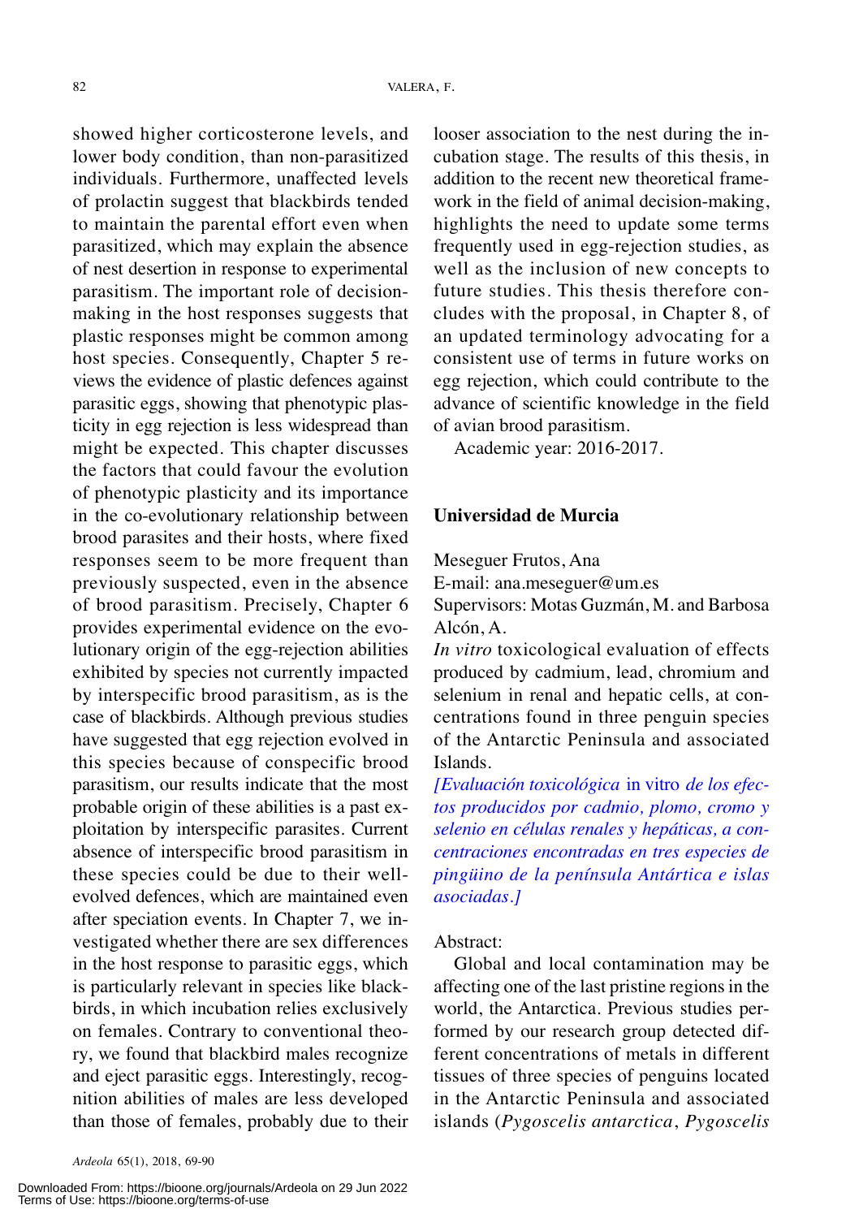showed higher corticosterone levels, and lower body condition, than non-parasitized individuals. Furthermore, unaffected levels of prolactin suggest that blackbirds tended to maintain the parental effort even when parasitized, which may explain the absence of nest desertion in response to experimental parasitism. The important role of decision-making in the host responses suggests that plastic responses might be common among host species. Consequently, Chapter 5 reviews the evidence of plastic defences against parasitic eggs, showing that phenotypic plasticity in egg rejection is less widespread than might be expected. This chapter discusses the factors that could favour the evolution of phenotypic plasticity and its importance in the co-evolutionary relationship between brood parasites and their hosts, where fixed responses seem to be more frequent than previously suspected, even in the absence of brood parasitism. Precisely, Chapter 6 provides experimental evidence on the evolutionary origin of the egg-rejection abilities exhibited by species not currently impacted by interspecific brood parasitism, as is the case of blackbirds. Although previous studies have suggested that egg rejection evolved in this species because of conspecific brood parasitism, our results indicate that the most probable origin of these abilities is a past exploitation by interspecific parasites. Current absence of interspecific brood parasitism in these species could be due to their well-evolved defences, which are maintained even after speciation events. In Chapter 7, we investigated whether there are sex differences in the host response to parasitic eggs, which is particularly relevant in species like blackbirds, in which incubation relies exclusively on females. Contrary to conventional theory, we found that blackbird males recognize and eject parasitic eggs. Interestingly, recognition abilities of males are less developed than those of females, probably due to their looser association to the nest during the incubation stage. The results of this thesis, in addition to the recent new theoretical framework in the field of animal decision-making, highlights the need to update some terms frequently used in egg-rejection studies, as well as the inclusion of new concepts to future studies. This thesis therefore concludes with the proposal, in Chapter 8, of an updated terminology advocating for a consistent use of terms in future works on egg rejection, which could contribute to the advance of scientific knowledge in the field of avian brood parasitism.

Academic year: 2016-2017.

## Universidad de Murcia

Meseguer Frutos, Ana
E-mail: ana.meseguer@um.es
Supervisors: Motas Guzmán, M. and Barbosa Alcón, A.

*In vitro* toxicological evaluation of effects produced by cadmium, lead, chromium and selenium in renal and hepatic cells, at concentrations found in three penguin species of the Antarctic Peninsula and associated Islands.

*[Evaluación toxicológica* in vitro *de los efectos producidos por cadmio, plomo, cromo y selenio en células renales y hepáticas, a concentraciones encontradas en tres especies de pingüino de la península Antártica e islas asociadas.]*

Abstract:

Global and local contamination may be affecting one of the last pristine regions in the world, the Antarctica. Previous studies performed by our research group detected different concentrations of metals in different tissues of three species of penguins located in the Antarctic Peninsula and associated islands (*Pygoscelis antarctica*, *Pygoscelis*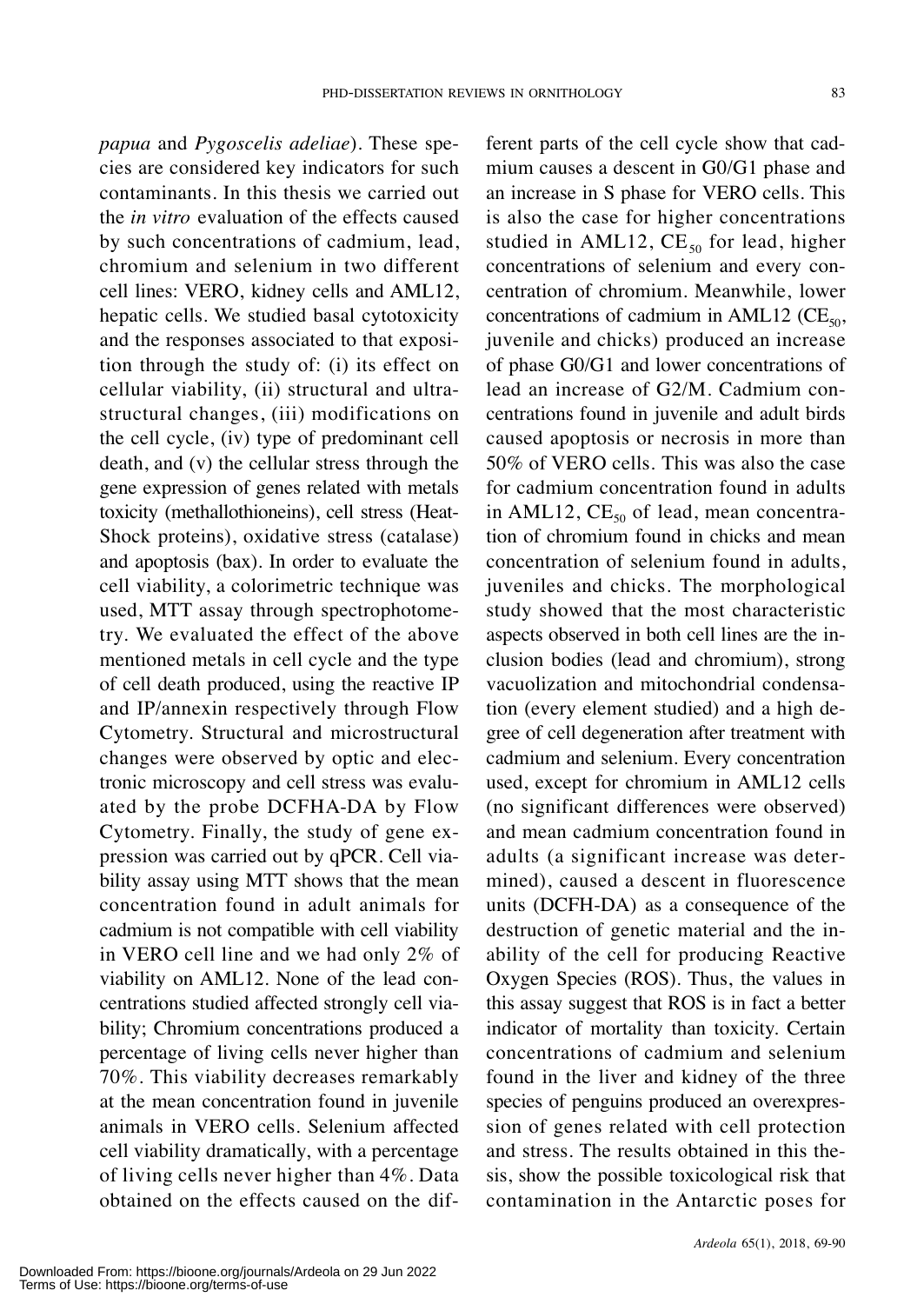*papua* and *Pygoscelis adeliae*). These species are considered key indicators for such contaminants. In this thesis we carried out the *in vitro* evaluation of the effects caused by such concentrations of cadmium, lead, chromium and selenium in two different cell lines: VERO, kidney cells and AML12, hepatic cells. We studied basal cytotoxicity and the responses associated to that exposition through the study of: (i) its effect on cellular viability, (ii) structural and ultrastructural changes, (iii) modifications on the cell cycle, (iv) type of predominant cell death, and (v) the cellular stress through the gene expression of genes related with metals toxicity (methallothioneins), cell stress (Heat-Shock proteins), oxidative stress (catalase) and apoptosis (bax). In order to evaluate the cell viability, a colorimetric technique was used, MTT assay through spectrophotometry. We evaluated the effect of the above mentioned metals in cell cycle and the type of cell death produced, using the reactive IP and IP/annexin respectively through Flow Cytometry. Structural and microstructural changes were observed by optic and electronic microscopy and cell stress was evaluated by the probe DCFHA-DA by Flow Cytometry. Finally, the study of gene expression was carried out by qPCR. Cell viability assay using MTT shows that the mean concentration found in adult animals for cadmium is not compatible with cell viability in VERO cell line and we had only 2% of viability on AML12. None of the lead concentrations studied affected strongly cell viability; Chromium concentrations produced a percentage of living cells never higher than 70%. This viability decreases remarkably at the mean concentration found in juvenile animals in VERO cells. Selenium affected cell viability dramatically, with a percentage of living cells never higher than 4%. Data obtained on the effects caused on the different parts of the cell cycle show that cadmium causes a descent in G0/G1 phase and an increase in S phase for VERO cells. This is also the case for higher concentrations studied in AML12, $CE_{50}$ for lead, higher concentrations of selenium and every concentration of chromium. Meanwhile, lower concentrations of cadmium in AML12 ($CE_{50}$, juvenile and chicks) produced an increase of phase G0/G1 and lower concentrations of lead an increase of G2/M. Cadmium concentrations found in juvenile and adult birds caused apoptosis or necrosis in more than 50% of VERO cells. This was also the case for cadmium concentration found in adults in AML12, $CE_{50}$ of lead, mean concentration of chromium found in chicks and mean concentration of selenium found in adults, juveniles and chicks. The morphological study showed that the most characteristic aspects observed in both cell lines are the inclusion bodies (lead and chromium), strong vacuolization and mitochondrial condensation (every element studied) and a high degree of cell degeneration after treatment with cadmium and selenium. Every concentration used, except for chromium in AML12 cells (no significant differences were observed) and mean cadmium concentration found in adults (a significant increase was determined), caused a descent in fluorescence units (DCFH-DA) as a consequence of the destruction of genetic material and the inability of the cell for producing Reactive Oxygen Species (ROS). Thus, the values in this assay suggest that ROS is in fact a better indicator of mortality than toxicity. Certain concentrations of cadmium and selenium found in the liver and kidney of the three species of penguins produced an overexpression of genes related with cell protection and stress. The results obtained in this thesis, show the possible toxicological risk that contamination in the Antarctic poses for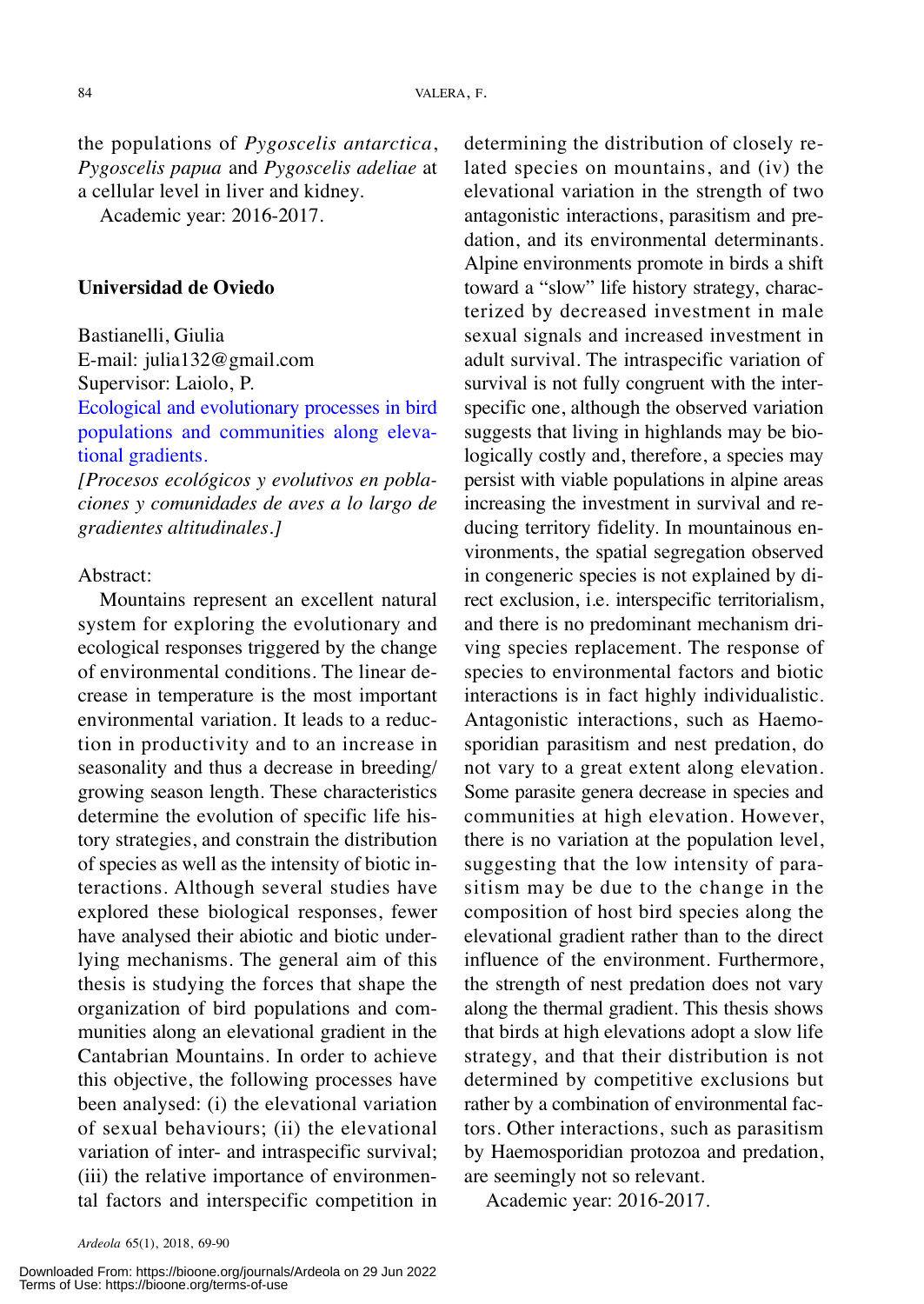the populations of *Pygoscelis antarctica*, *Pygoscelis papua* and *Pygoscelis adeliae* at a cellular level in liver and kidney.

Academic year: 2016-2017.

## Universidad de Oviedo

Bastianelli, Giulia
E-mail: julia132@gmail.com
Supervisor: Laiolo, P.
Ecological and evolutionary processes in bird populations and communities along elevational gradients.
*[Procesos ecológicos y evolutivos en poblaciones y comunidades de aves a lo largo de gradientes altitudinales.]*

Abstract:

Mountains represent an excellent natural system for exploring the evolutionary and ecological responses triggered by the change of environmental conditions. The linear decrease in temperature is the most important environmental variation. It leads to a reduction in productivity and to an increase in seasonality and thus a decrease in breeding/growing season length. These characteristics determine the evolution of specific life history strategies, and constrain the distribution of species as well as the intensity of biotic interactions. Although several studies have explored these biological responses, fewer have analysed their abiotic and biotic underlying mechanisms. The general aim of this thesis is studying the forces that shape the organization of bird populations and communities along an elevational gradient in the Cantabrian Mountains. In order to achieve this objective, the following processes have been analysed: (i) the elevational variation of sexual behaviours; (ii) the elevational variation of inter- and intraspecific survival; (iii) the relative importance of environmental factors and interspecific competition in determining the distribution of closely related species on mountains, and (iv) the elevational variation in the strength of two antagonistic interactions, parasitism and predation, and its environmental determinants. Alpine environments promote in birds a shift toward a "slow" life history strategy, characterized by decreased investment in male sexual signals and increased investment in adult survival. The intraspecific variation of survival is not fully congruent with the interspecific one, although the observed variation suggests that living in highlands may be biologically costly and, therefore, a species may persist with viable populations in alpine areas increasing the investment in survival and reducing territory fidelity. In mountainous environments, the spatial segregation observed in congeneric species is not explained by direct exclusion, i.e. interspecific territorialism, and there is no predominant mechanism driving species replacement. The response of species to environmental factors and biotic interactions is in fact highly individualistic. Antagonistic interactions, such as Haemosporidian parasitism and nest predation, do not vary to a great extent along elevation. Some parasite genera decrease in species and communities at high elevation. However, there is no variation at the population level, suggesting that the low intensity of parasitism may be due to the change in the composition of host bird species along the elevational gradient rather than to the direct influence of the environment. Furthermore, the strength of nest predation does not vary along the thermal gradient. This thesis shows that birds at high elevations adopt a slow life strategy, and that their distribution is not determined by competitive exclusions but rather by a combination of environmental factors. Other interactions, such as parasitism by Haemosporidian protozoa and predation, are seemingly not so relevant.

Academic year: 2016-2017.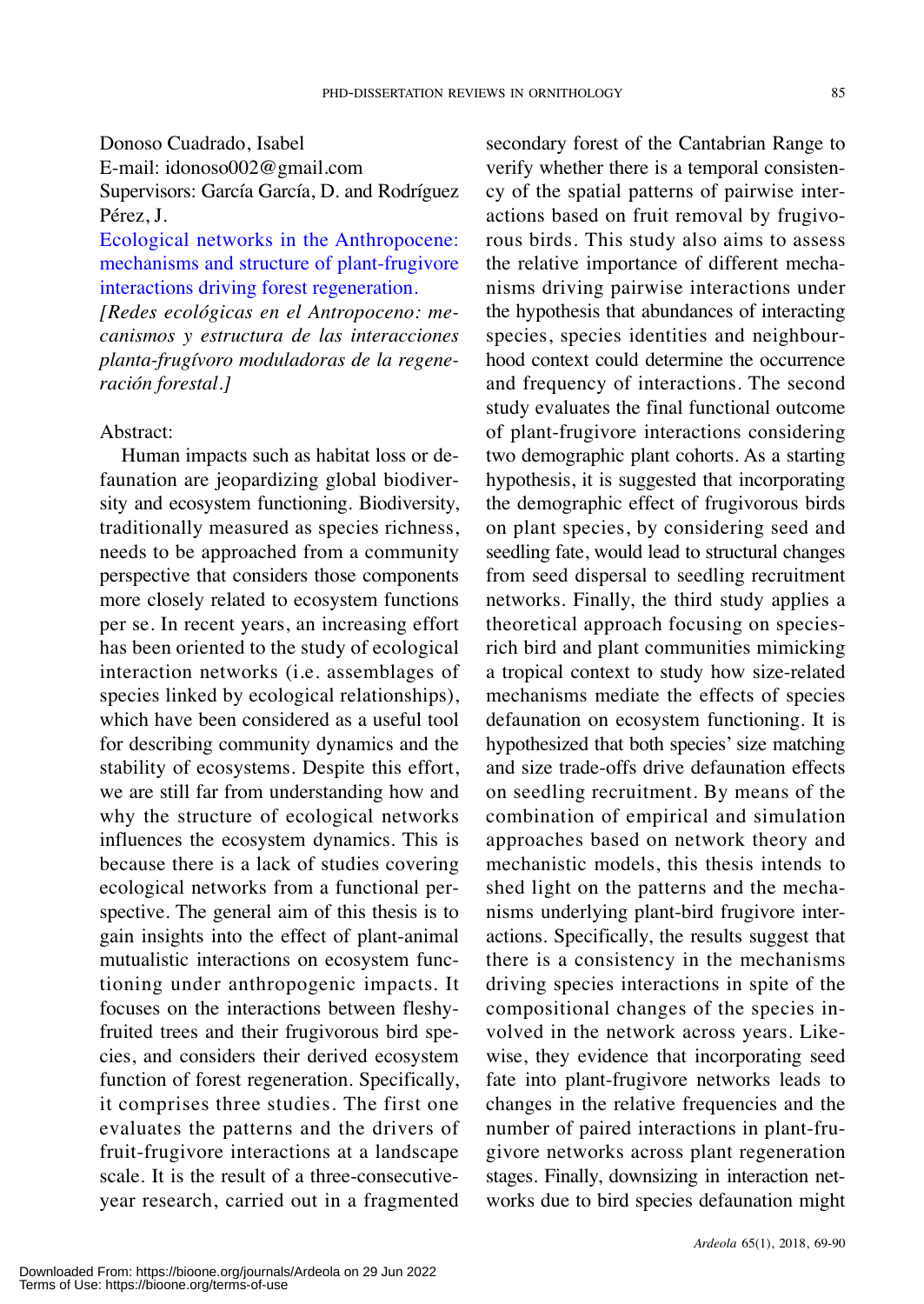Donoso Cuadrado, Isabel
E-mail: idonoso002@gmail.com
Supervisors: García García, D. and Rodríguez Pérez, J.

Ecological networks in the Anthropocene: mechanisms and structure of plant-frugivore interactions driving forest regeneration.

*[Redes ecológicas en el Antropoceno: mecanismos y estructura de las interacciones planta-frugívoro moduladoras de la regeneración forestal.]*

Abstract:

Human impacts such as habitat loss or defaunation are jeopardizing global biodiversity and ecosystem functioning. Biodiversity, traditionally measured as species richness, needs to be approached from a community perspective that considers those components more closely related to ecosystem functions per se. In recent years, an increasing effort has been oriented to the study of ecological interaction networks (i.e. assemblages of species linked by ecological relationships), which have been considered as a useful tool for describing community dynamics and the stability of ecosystems. Despite this effort, we are still far from understanding how and why the structure of ecological networks influences the ecosystem dynamics. This is because there is a lack of studies covering ecological networks from a functional perspective. The general aim of this thesis is to gain insights into the effect of plant-animal mutualistic interactions on ecosystem functioning under anthropogenic impacts. It focuses on the interactions between fleshy-fruited trees and their frugivorous bird species, and considers their derived ecosystem function of forest regeneration. Specifically, it comprises three studies. The first one evaluates the patterns and the drivers of fruit-frugivore interactions at a landscape scale. It is the result of a three-consecutive-year research, carried out in a fragmented secondary forest of the Cantabrian Range to verify whether there is a temporal consistency of the spatial patterns of pairwise interactions based on fruit removal by frugivorous birds. This study also aims to assess the relative importance of different mechanisms driving pairwise interactions under the hypothesis that abundances of interacting species, species identities and neighbourhood context could determine the occurrence and frequency of interactions. The second study evaluates the final functional outcome of plant-frugivore interactions considering two demographic plant cohorts. As a starting hypothesis, it is suggested that incorporating the demographic effect of frugivorous birds on plant species, by considering seed and seedling fate, would lead to structural changes from seed dispersal to seedling recruitment networks. Finally, the third study applies a theoretical approach focusing on species-rich bird and plant communities mimicking a tropical context to study how size-related mechanisms mediate the effects of species defaunation on ecosystem functioning. It is hypothesized that both species' size matching and size trade-offs drive defaunation effects on seedling recruitment. By means of the combination of empirical and simulation approaches based on network theory and mechanistic models, this thesis intends to shed light on the patterns and the mechanisms underlying plant-bird frugivore interactions. Specifically, the results suggest that there is a consistency in the mechanisms driving species interactions in spite of the compositional changes of the species involved in the network across years. Likewise, they evidence that incorporating seed fate into plant-frugivore networks leads to changes in the relative frequencies and the number of paired interactions in plant-frugivore networks across plant regeneration stages. Finally, downsizing in interaction networks due to bird species defaunation might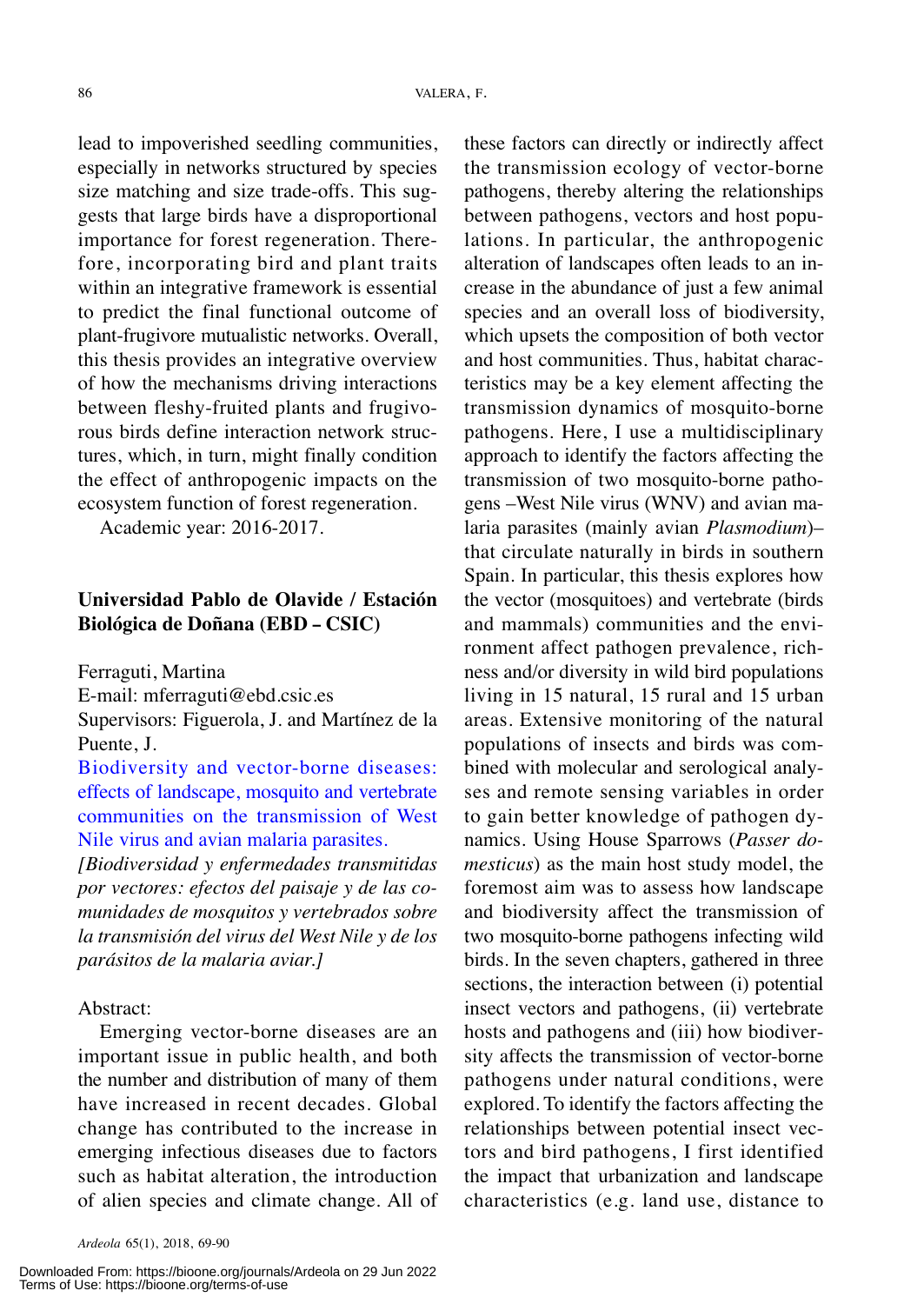lead to impoverished seedling communities, especially in networks structured by species size matching and size trade-offs. This suggests that large birds have a disproportional importance for forest regeneration. Therefore, incorporating bird and plant traits within an integrative framework is essential to predict the final functional outcome of plant-frugivore mutualistic networks. Overall, this thesis provides an integrative overview of how the mechanisms driving interactions between fleshy-fruited plants and frugivorous birds define interaction network structures, which, in turn, might finally condition the effect of anthropogenic impacts on the ecosystem function of forest regeneration.

Academic year: 2016-2017.

### Universidad Pablo de Olavide / Estación Biológica de Doñana (EBD – CSIC)

Ferraguti, Martina
E-mail: mferraguti@ebd.csic.es
Supervisors: Figuerola, J. and Martínez de la Puente, J.

Biodiversity and vector-borne diseases: effects of landscape, mosquito and vertebrate communities on the transmission of West Nile virus and avian malaria parasites.

*[Biodiversidad y enfermedades transmitidas por vectores: efectos del paisaje y de las comunidades de mosquitos y vertebrados sobre la transmisión del virus del West Nile y de los parásitos de la malaria aviar.]*

Abstract:

Emerging vector-borne diseases are an important issue in public health, and both the number and distribution of many of them have increased in recent decades. Global change has contributed to the increase in emerging infectious diseases due to factors such as habitat alteration, the introduction of alien species and climate change. All of these factors can directly or indirectly affect the transmission ecology of vector-borne pathogens, thereby altering the relationships between pathogens, vectors and host populations. In particular, the anthropogenic alteration of landscapes often leads to an increase in the abundance of just a few animal species and an overall loss of biodiversity, which upsets the composition of both vector and host communities. Thus, habitat characteristics may be a key element affecting the transmission dynamics of mosquito-borne pathogens. Here, I use a multidisciplinary approach to identify the factors affecting the transmission of two mosquito-borne pathogens –West Nile virus (WNV) and avian malaria parasites (mainly avian *Plasmodium*)– that circulate naturally in birds in southern Spain. In particular, this thesis explores how the vector (mosquitoes) and vertebrate (birds and mammals) communities and the environment affect pathogen prevalence, richness and/or diversity in wild bird populations living in 15 natural, 15 rural and 15 urban areas. Extensive monitoring of the natural populations of insects and birds was combined with molecular and serological analyses and remote sensing variables in order to gain better knowledge of pathogen dynamics. Using House Sparrows (*Passer domesticus*) as the main host study model, the foremost aim was to assess how landscape and biodiversity affect the transmission of two mosquito-borne pathogens infecting wild birds. In the seven chapters, gathered in three sections, the interaction between (i) potential insect vectors and pathogens, (ii) vertebrate hosts and pathogens and (iii) how biodiversity affects the transmission of vector-borne pathogens under natural conditions, were explored. To identify the factors affecting the relationships between potential insect vectors and bird pathogens, I first identified the impact that urbanization and landscape characteristics (e.g. land use, distance to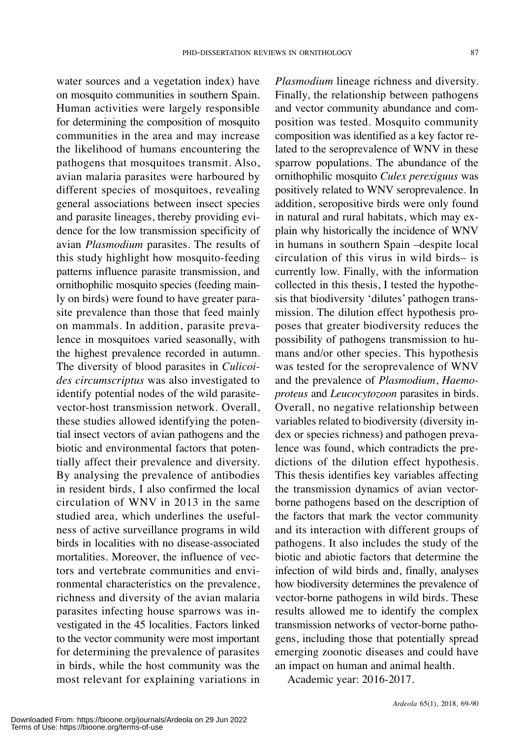water sources and a vegetation index) have on mosquito communities in southern Spain. Human activities were largely responsible for determining the composition of mosquito communities in the area and may increase the likelihood of humans encountering the pathogens that mosquitoes transmit. Also, avian malaria parasites were harboured by different species of mosquitoes, revealing general associations between insect species and parasite lineages, thereby providing evidence for the low transmission specificity of avian *Plasmodium* parasites. The results of this study highlight how mosquito-feeding patterns influence parasite transmission, and ornithophilic mosquito species (feeding mainly on birds) were found to have greater parasite prevalence than those that feed mainly on mammals. In addition, parasite prevalence in mosquitoes varied seasonally, with the highest prevalence recorded in autumn. The diversity of blood parasites in *Culicoides circumscriptus* was also investigated to identify potential nodes of the wild parasite-vector-host transmission network. Overall, these studies allowed identifying the potential insect vectors of avian pathogens and the biotic and environmental factors that potentially affect their prevalence and diversity. By analysing the prevalence of antibodies in resident birds, I also confirmed the local circulation of WNV in 2013 in the same studied area, which underlines the usefulness of active surveillance programs in wild birds in localities with no disease-associated mortalities. Moreover, the influence of vectors and vertebrate communities and environmental characteristics on the prevalence, richness and diversity of the avian malaria parasites infecting house sparrows was investigated in the 45 localities. Factors linked to the vector community were most important for determining the prevalence of parasites in birds, while the host community was the most relevant for explaining variations in *Plasmodium* lineage richness and diversity. Finally, the relationship between pathogens and vector community abundance and composition was tested. Mosquito community composition was identified as a key factor related to the seroprevalence of WNV in these sparrow populations. The abundance of the ornithophilic mosquito *Culex perexiguus* was positively related to WNV seroprevalence. In addition, seropositive birds were only found in natural and rural habitats, which may explain why historically the incidence of WNV in humans in southern Spain –despite local circulation of this virus in wild birds– is currently low. Finally, with the information collected in this thesis, I tested the hypothesis that biodiversity 'dilutes' pathogen transmission. The dilution effect hypothesis proposes that greater biodiversity reduces the possibility of pathogens transmission to humans and/or other species. This hypothesis was tested for the seroprevalence of WNV and the prevalence of *Plasmodium*, *Haemoproteus* and *Leucocytozoon* parasites in birds. Overall, no negative relationship between variables related to biodiversity (diversity index or species richness) and pathogen prevalence was found, which contradicts the predictions of the dilution effect hypothesis. This thesis identifies key variables affecting the transmission dynamics of avian vector-borne pathogens based on the description of the factors that mark the vector community and its interaction with different groups of pathogens. It also includes the study of the biotic and abiotic factors that determine the infection of wild birds and, finally, analyses how biodiversity determines the prevalence of vector-borne pathogens in wild birds. These results allowed me to identify the complex transmission networks of vector-borne pathogens, including those that potentially spread emerging zoonotic diseases and could have an impact on human and animal health.

Academic year: 2016-2017.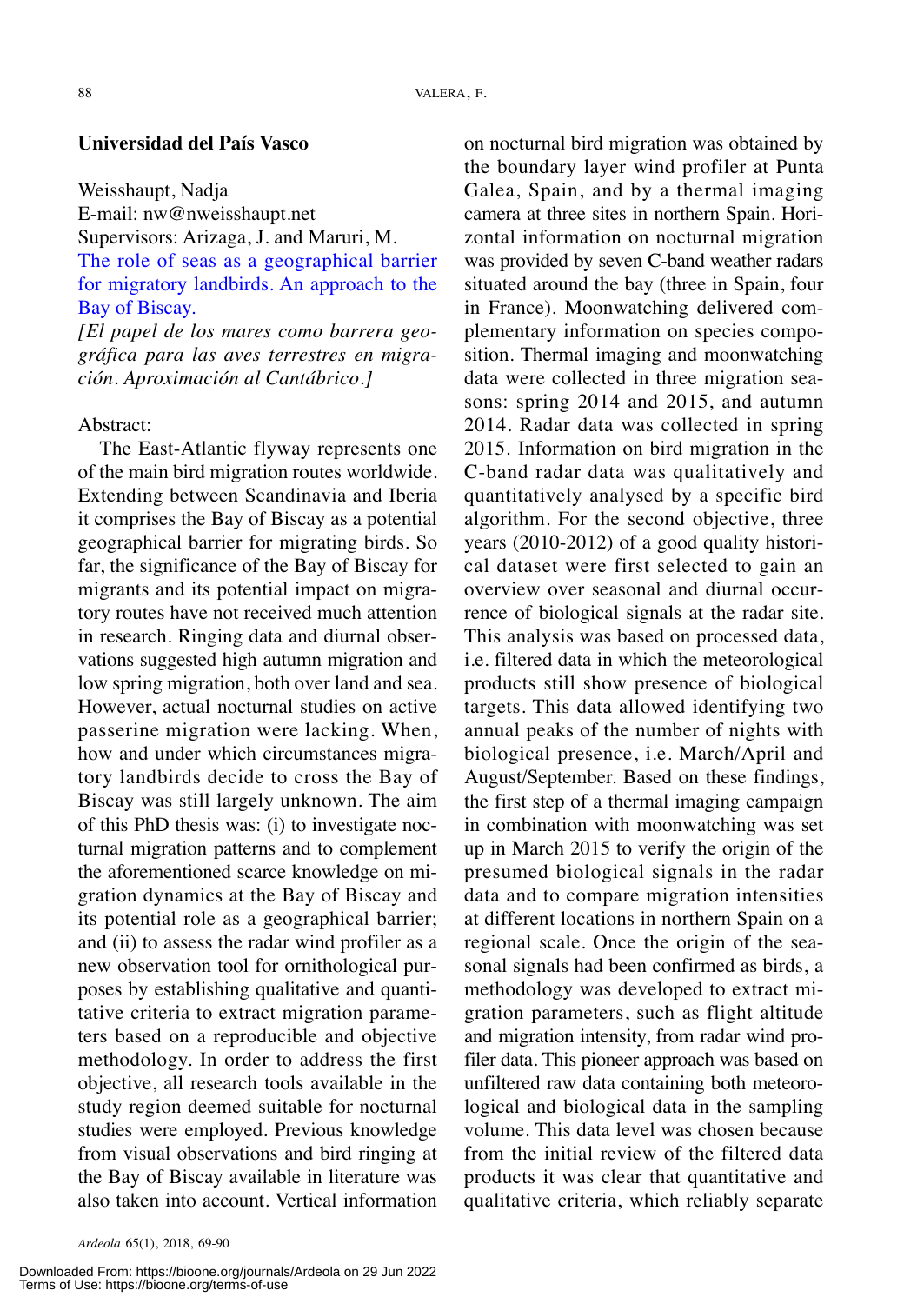**Universidad del País Vasco**

Weisshaupt, Nadja
E-mail: nw@nweisshaupt.net
Supervisors: Arizaga, J. and Maruri, M.
The role of seas as a geographical barrier for migratory landbirds. An approach to the Bay of Biscay.
*[El papel de los mares como barrera geográfica para las aves terrestres en migración. Aproximación al Cantábrico.]*

Abstract:

The East-Atlantic flyway represents one of the main bird migration routes worldwide. Extending between Scandinavia and Iberia it comprises the Bay of Biscay as a potential geographical barrier for migrating birds. So far, the significance of the Bay of Biscay for migrants and its potential impact on migratory routes have not received much attention in research. Ringing data and diurnal observations suggested high autumn migration and low spring migration, both over land and sea. However, actual nocturnal studies on active passerine migration were lacking. When, how and under which circumstances migratory landbirds decide to cross the Bay of Biscay was still largely unknown. The aim of this PhD thesis was: (i) to investigate nocturnal migration patterns and to complement the aforementioned scarce knowledge on migration dynamics at the Bay of Biscay and its potential role as a geographical barrier; and (ii) to assess the radar wind profiler as a new observation tool for ornithological purposes by establishing qualitative and quantitative criteria to extract migration parameters based on a reproducible and objective methodology. In order to address the first objective, all research tools available in the study region deemed suitable for nocturnal studies were employed. Previous knowledge from visual observations and bird ringing at the Bay of Biscay available in literature was also taken into account. Vertical information on nocturnal bird migration was obtained by the boundary layer wind profiler at Punta Galea, Spain, and by a thermal imaging camera at three sites in northern Spain. Horizontal information on nocturnal migration was provided by seven C-band weather radars situated around the bay (three in Spain, four in France). Moonwatching delivered complementary information on species composition. Thermal imaging and moonwatching data were collected in three migration seasons: spring 2014 and 2015, and autumn 2014. Radar data was collected in spring 2015. Information on bird migration in the C-band radar data was qualitatively and quantitatively analysed by a specific bird algorithm. For the second objective, three years (2010-2012) of a good quality historical dataset were first selected to gain an overview over seasonal and diurnal occurrence of biological signals at the radar site. This analysis was based on processed data, i.e. filtered data in which the meteorological products still show presence of biological targets. This data allowed identifying two annual peaks of the number of nights with biological presence, i.e. March/April and August/September. Based on these findings, the first step of a thermal imaging campaign in combination with moonwatching was set up in March 2015 to verify the origin of the presumed biological signals in the radar data and to compare migration intensities at different locations in northern Spain on a regional scale. Once the origin of the seasonal signals had been confirmed as birds, a methodology was developed to extract migration parameters, such as flight altitude and migration intensity, from radar wind profiler data. This pioneer approach was based on unfiltered raw data containing both meteorological and biological data in the sampling volume. This data level was chosen because from the initial review of the filtered data products it was clear that quantitative and qualitative criteria, which reliably separate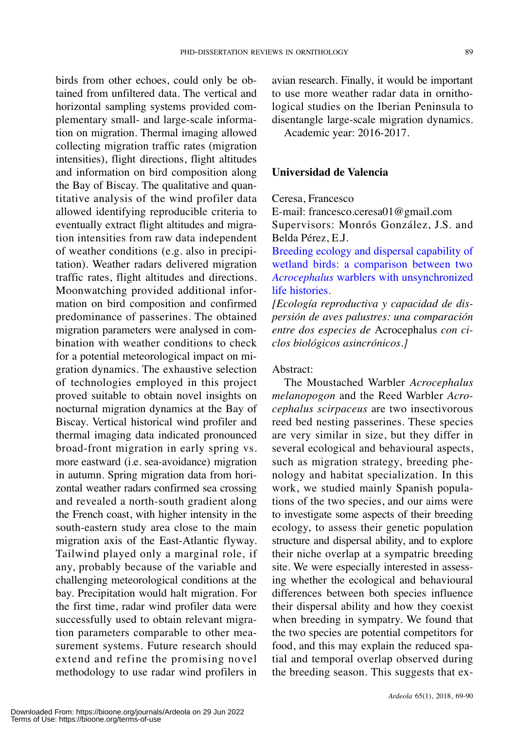birds from other echoes, could only be obtained from unfiltered data. The vertical and horizontal sampling systems provided complementary small- and large-scale information on migration. Thermal imaging allowed collecting migration traffic rates (migration intensities), flight directions, flight altitudes and information on bird composition along the Bay of Biscay. The qualitative and quantitative analysis of the wind profiler data allowed identifying reproducible criteria to eventually extract flight altitudes and migration intensities from raw data independent of weather conditions (e.g. also in precipitation). Weather radars delivered migration traffic rates, flight altitudes and directions. Moonwatching provided additional information on bird composition and confirmed predominance of passerines. The obtained migration parameters were analysed in combination with weather conditions to check for a potential meteorological impact on migration dynamics. The exhaustive selection of technologies employed in this project proved suitable to obtain novel insights on nocturnal migration dynamics at the Bay of Biscay. Vertical historical wind profiler and thermal imaging data indicated pronounced broad-front migration in early spring vs. more eastward (i.e. sea-avoidance) migration in autumn. Spring migration data from horizontal weather radars confirmed sea crossing and revealed a north-south gradient along the French coast, with higher intensity in the south-eastern study area close to the main migration axis of the East-Atlantic flyway. Tailwind played only a marginal role, if any, probably because of the variable and challenging meteorological conditions at the bay. Precipitation would halt migration. For the first time, radar wind profiler data were successfully used to obtain relevant migration parameters comparable to other measurement systems. Future research should extend and refine the promising novel methodology to use radar wind profilers in avian research. Finally, it would be important to use more weather radar data in ornithological studies on the Iberian Peninsula to disentangle large-scale migration dynamics.

Academic year: 2016-2017.

**Universidad de Valencia**

Ceresa, Francesco

E-mail: francesco.ceresa01@gmail.com

Supervisors: Monrós González, J.S. and Belda Pérez, E.J.

Breeding ecology and dispersal capability of wetland birds: a comparison between two *Acrocephalus* warblers with unsynchronized life histories.

*[Ecología reproductiva y capacidad de dispersión de aves palustres: una comparación entre dos especies de* Acrocephalus *con ciclos biológicos asincrónicos.]*

Abstract:

The Moustached Warbler *Acrocephalus melanopogon* and the Reed Warbler *Acrocephalus scirpaceus* are two insectivorous reed bed nesting passerines. These species are very similar in size, but they differ in several ecological and behavioural aspects, such as migration strategy, breeding phenology and habitat specialization. In this work, we studied mainly Spanish populations of the two species, and our aims were to investigate some aspects of their breeding ecology, to assess their genetic population structure and dispersal ability, and to explore their niche overlap at a sympatric breeding site. We were especially interested in assessing whether the ecological and behavioural differences between both species influence their dispersal ability and how they coexist when breeding in sympatry. We found that the two species are potential competitors for food, and this may explain the reduced spatial and temporal overlap observed during the breeding season. This suggests that ex-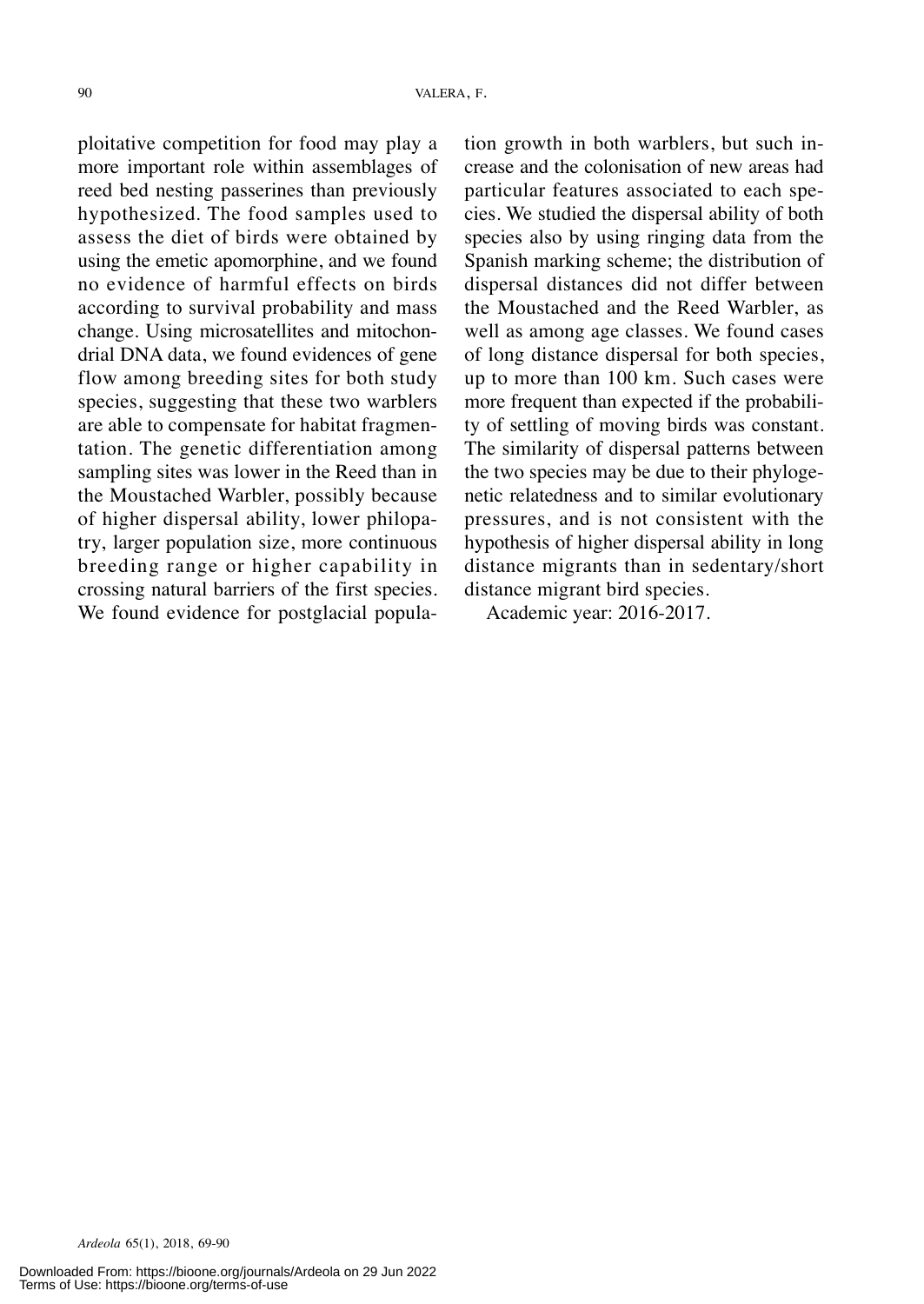ploitative competition for food may play a more important role within assemblages of reed bed nesting passerines than previously hypothesized. The food samples used to assess the diet of birds were obtained by using the emetic apomorphine, and we found no evidence of harmful effects on birds according to survival probability and mass change. Using microsatellites and mitochondrial DNA data, we found evidences of gene flow among breeding sites for both study species, suggesting that these two warblers are able to compensate for habitat fragmentation. The genetic differentiation among sampling sites was lower in the Reed than in the Moustached Warbler, possibly because of higher dispersal ability, lower philopatry, larger population size, more continuous breeding range or higher capability in crossing natural barriers of the first species. We found evidence for postglacial population growth in both warblers, but such increase and the colonisation of new areas had particular features associated to each species. We studied the dispersal ability of both species also by using ringing data from the Spanish marking scheme; the distribution of dispersal distances did not differ between the Moustached and the Reed Warbler, as well as among age classes. We found cases of long distance dispersal for both species, up to more than 100 km. Such cases were more frequent than expected if the probability of settling of moving birds was constant. The similarity of dispersal patterns between the two species may be due to their phylogenetic relatedness and to similar evolutionary pressures, and is not consistent with the hypothesis of higher dispersal ability in long distance migrants than in sedentary/short distance migrant bird species.

Academic year: 2016-2017.